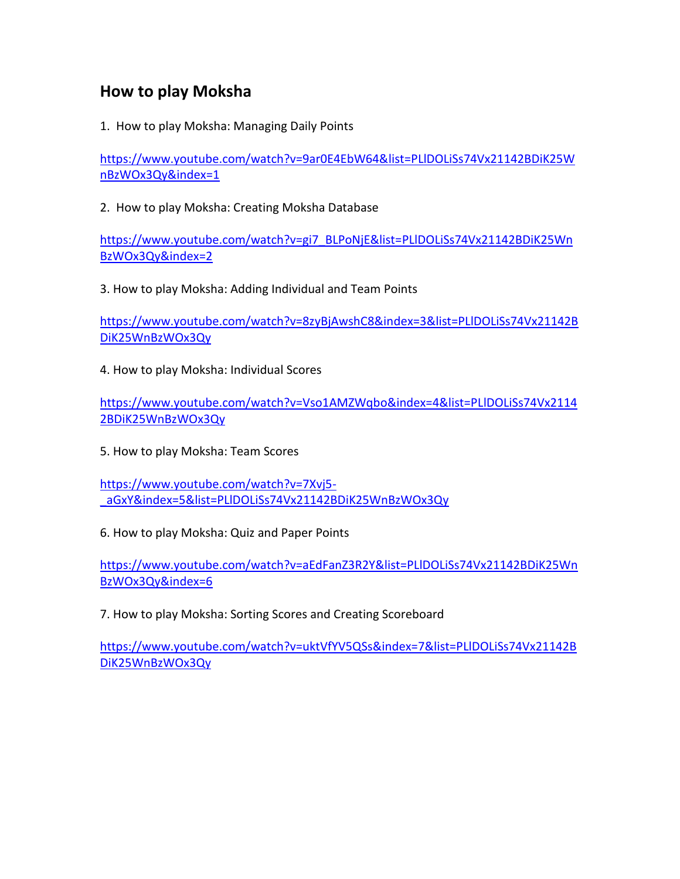# How to play Moksha

1. How to play Moksha: Managing Daily Points

https://www.youtube.com/watch?v=9ar0E4EbW64&list=PLlDOLiSs74Vx21142BDiK25WnBzWOx3Qy&index=1

2. How to play Moksha: Creating Moksha Database

https://www.youtube.com/watch?v=gi7_BLPoNjE&list=PLlDOLiSs74Vx21142BDiK25WnBzWOx3Qy&index=2

3. How to play Moksha: Adding Individual and Team Points

https://www.youtube.com/watch?v=8zyBjAwshC8&index=3&list=PLlDOLiSs74Vx21142BDiK25WnBzWOx3Qy

4. How to play Moksha: Individual Scores

https://www.youtube.com/watch?v=Vso1AMZWqbo&index=4&list=PLlDOLiSs74Vx21142BDiK25WnBzWOx3Qy

5. How to play Moksha: Team Scores

https://www.youtube.com/watch?v=7Xvj5-_aGxY&index=5&list=PLlDOLiSs74Vx21142BDiK25WnBzWOx3Qy

6. How to play Moksha: Quiz and Paper Points

https://www.youtube.com/watch?v=aEdFanZ3R2Y&list=PLlDOLiSs74Vx21142BDiK25WnBzWOx3Qy&index=6

7. How to play Moksha: Sorting Scores and Creating Scoreboard

https://www.youtube.com/watch?v=uktVfYV5QSs&index=7&list=PLlDOLiSs74Vx21142BDiK25WnBzWOx3Qy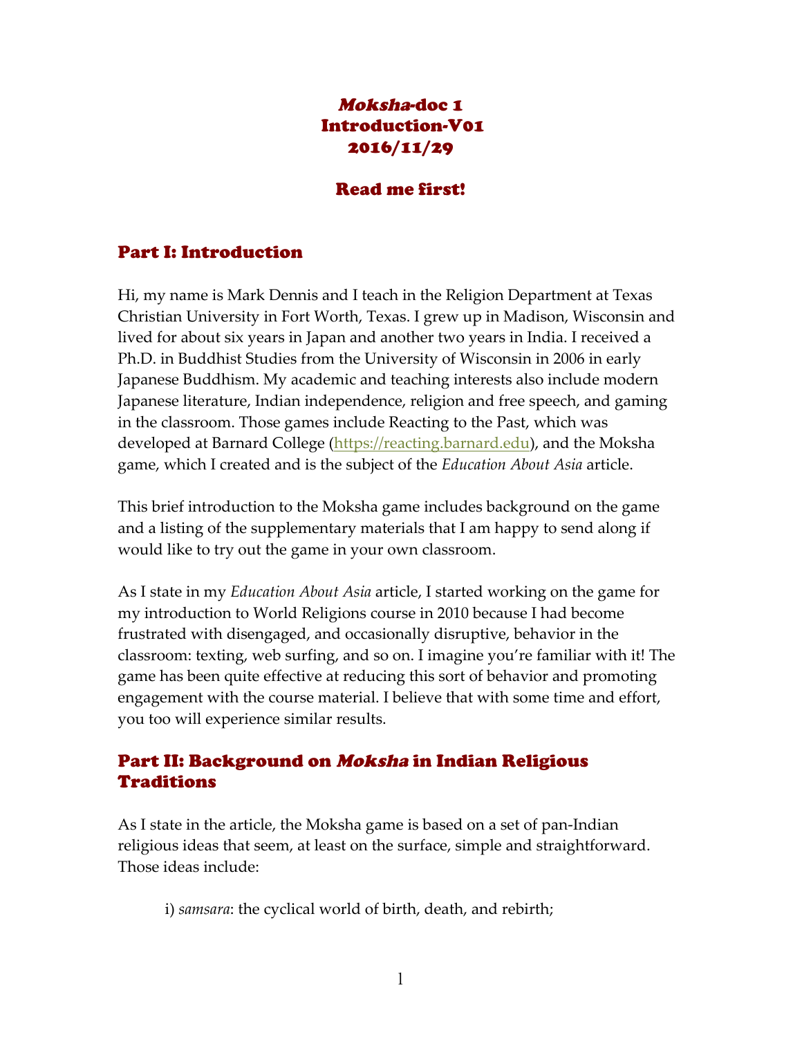# *Moksha*-doc 1
# Introduction-V01
# 2016/11/29

## Read me first!

## Part I: Introduction

Hi, my name is Mark Dennis and I teach in the Religion Department at Texas Christian University in Fort Worth, Texas. I grew up in Madison, Wisconsin and lived for about six years in Japan and another two years in India. I received a Ph.D. in Buddhist Studies from the University of Wisconsin in 2006 in early Japanese Buddhism. My academic and teaching interests also include modern Japanese literature, Indian independence, religion and free speech, and gaming in the classroom. Those games include Reacting to the Past, which was developed at Barnard College (https://reacting.barnard.edu), and the Moksha game, which I created and is the subject of the *Education About Asia* article.

This brief introduction to the Moksha game includes background on the game and a listing of the supplementary materials that I am happy to send along if would like to try out the game in your own classroom.

As I state in my *Education About Asia* article, I started working on the game for my introduction to World Religions course in 2010 because I had become frustrated with disengaged, and occasionally disruptive, behavior in the classroom: texting, web surfing, and so on. I imagine you're familiar with it! The game has been quite effective at reducing this sort of behavior and promoting engagement with the course material. I believe that with some time and effort, you too will experience similar results.

## Part II: Background on *Moksha* in Indian Religious Traditions

As I state in the article, the Moksha game is based on a set of pan-Indian religious ideas that seem, at least on the surface, simple and straightforward. Those ideas include:

i) *samsara*: the cyclical world of birth, death, and rebirth;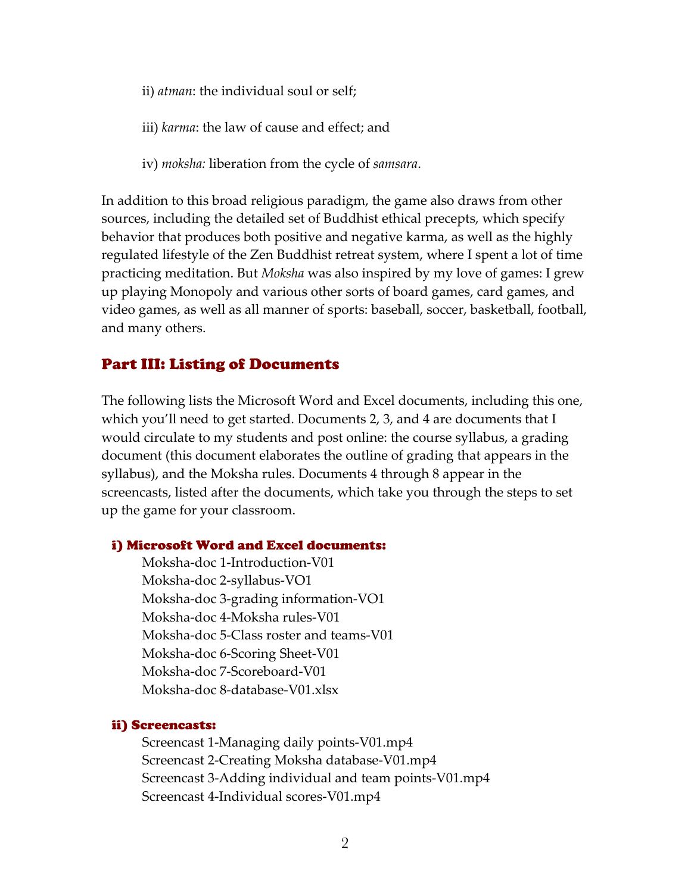ii) *atman*: the individual soul or self;

iii) *karma*: the law of cause and effect; and

iv) *moksha:* liberation from the cycle of *samsara*.

In addition to this broad religious paradigm, the game also draws from other sources, including the detailed set of Buddhist ethical precepts, which specify behavior that produces both positive and negative karma, as well as the highly regulated lifestyle of the Zen Buddhist retreat system, where I spent a lot of time practicing meditation. But *Moksha* was also inspired by my love of games: I grew up playing Monopoly and various other sorts of board games, card games, and video games, as well as all manner of sports: baseball, soccer, basketball, football, and many others.

## Part III: Listing of Documents

The following lists the Microsoft Word and Excel documents, including this one, which you'll need to get started. Documents 2, 3, and 4 are documents that I would circulate to my students and post online: the course syllabus, a grading document (this document elaborates the outline of grading that appears in the syllabus), and the Moksha rules. Documents 4 through 8 appear in the screencasts, listed after the documents, which take you through the steps to set up the game for your classroom.

### i) Microsoft Word and Excel documents:

Moksha-doc 1-Introduction-V01
Moksha-doc 2-syllabus-VO1
Moksha-doc 3-grading information-VO1
Moksha-doc 4-Moksha rules-V01
Moksha-doc 5-Class roster and teams-V01
Moksha-doc 6-Scoring Sheet-V01
Moksha-doc 7-Scoreboard-V01
Moksha-doc 8-database-V01.xlsx

### ii) Screencasts:

Screencast 1-Managing daily points-V01.mp4
Screencast 2-Creating Moksha database-V01.mp4
Screencast 3-Adding individual and team points-V01.mp4
Screencast 4-Individual scores-V01.mp4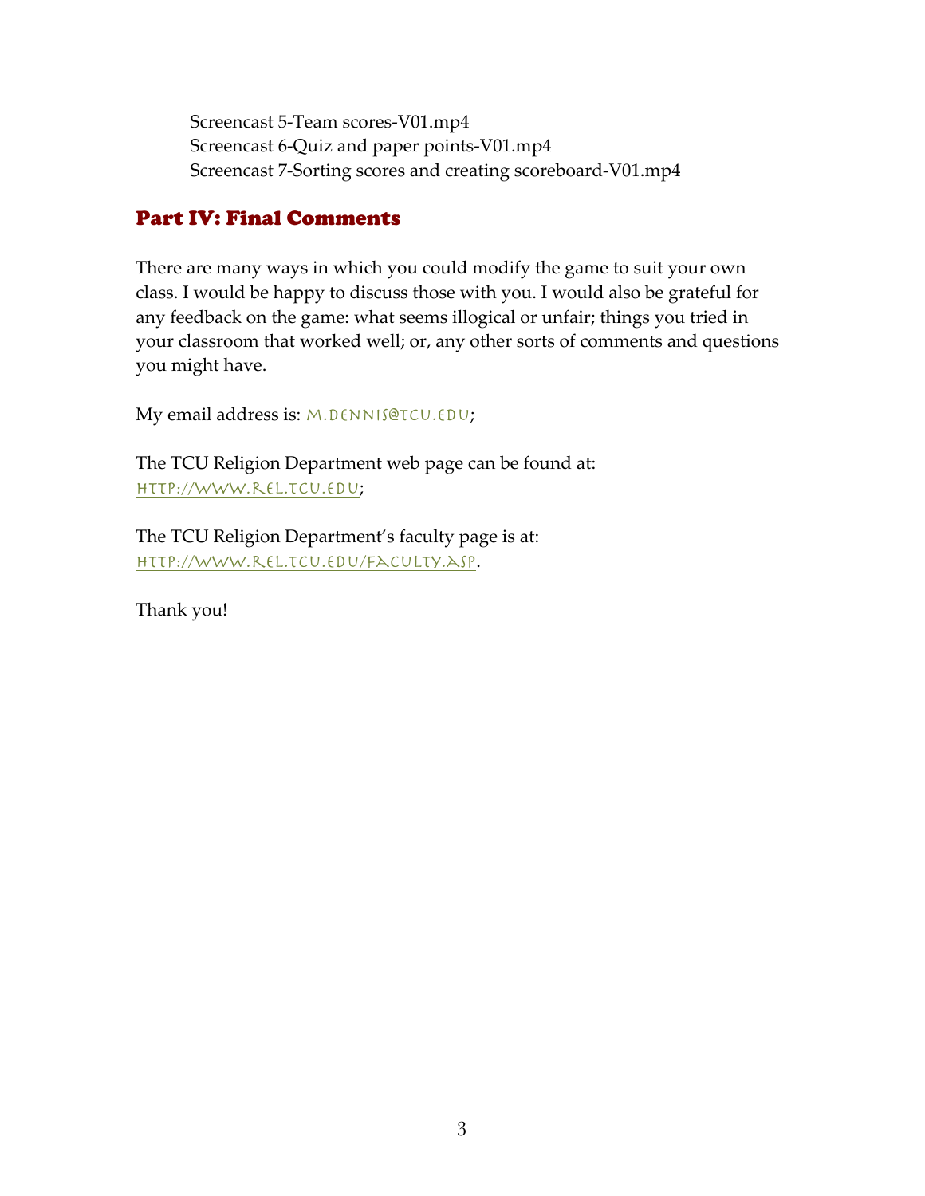Screencast 5-Team scores-V01.mp4
Screencast 6-Quiz and paper points-V01.mp4
Screencast 7-Sorting scores and creating scoreboard-V01.mp4

## Part IV: Final Comments

There are many ways in which you could modify the game to suit your own class. I would be happy to discuss those with you. I would also be grateful for any feedback on the game: what seems illogical or unfair; things you tried in your classroom that worked well; or, any other sorts of comments and questions you might have.

My email address is: m.dennis@tcu.edu;

The TCU Religion Department web page can be found at:
http://www.rel.tcu.edu;

The TCU Religion Department's faculty page is at:
http://www.rel.tcu.edu/faculty.asp.

Thank you!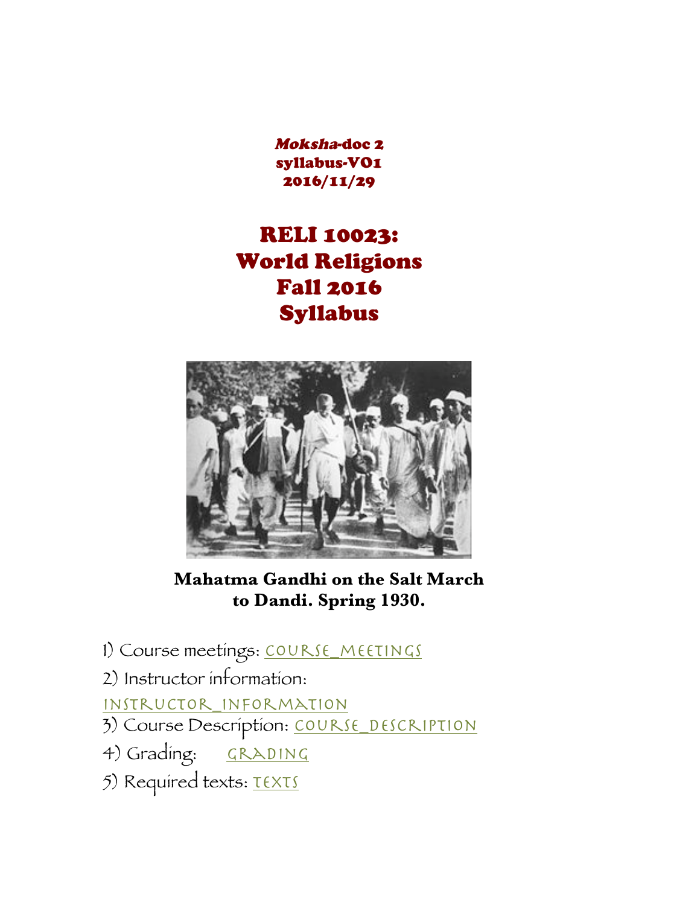***Moksha*-doc 2**
**syllabus-V01**
**2016/11/29**

# RELI 10023:
# World Religions
# Fall 2016
# Syllabus

**Mahatma Gandhi on the Salt March to Dandi. Spring 1930.**

1) Course meetings: COURSE_MEETINGS

2) Instructor information: INSTRUCTOR_INFORMATION

3) Course Description: COURSE_DESCRIPTION

4) Grading: GRADING

5) Required texts: TEXTS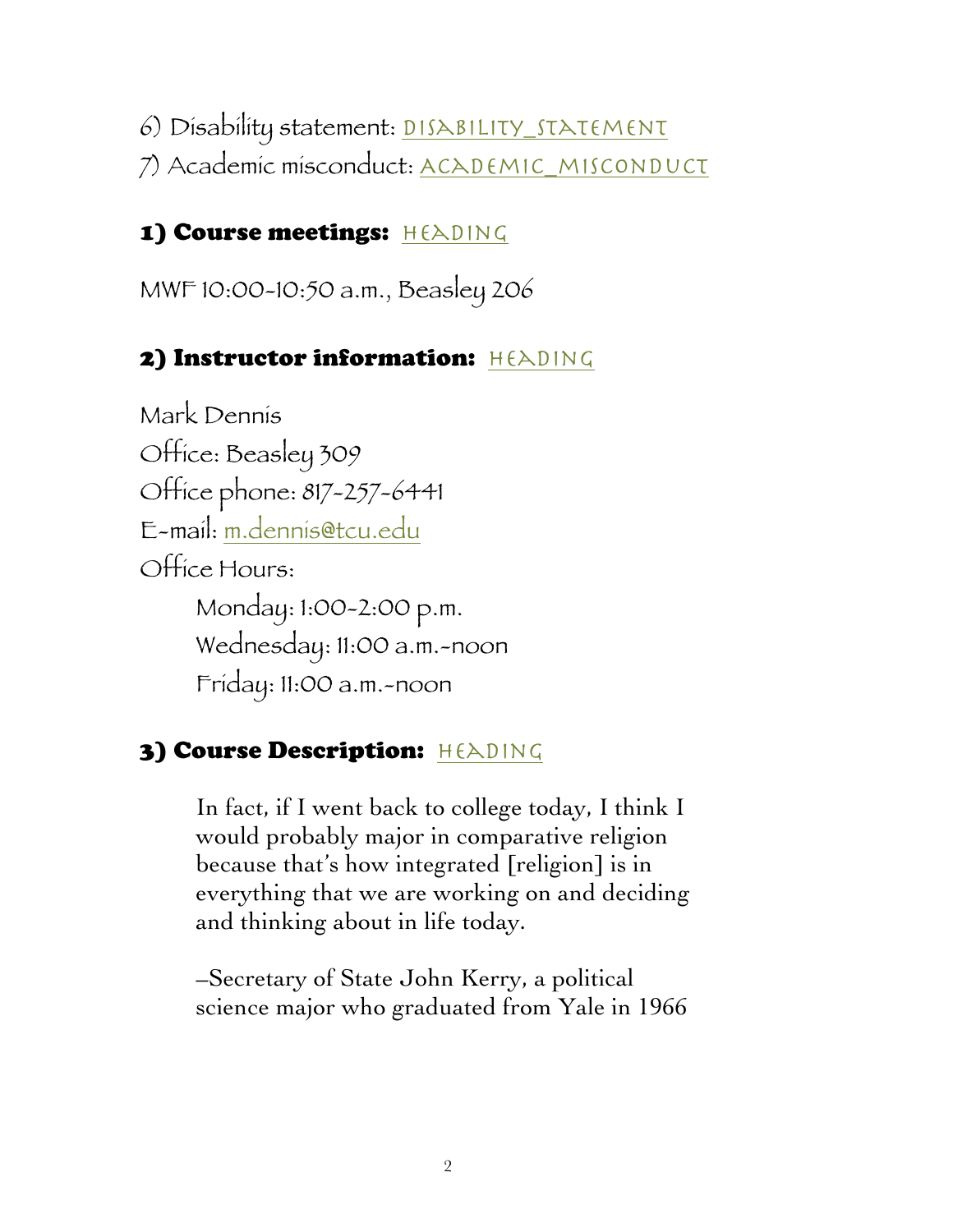6) Disability statement: DISABILITY_STATEMENT
7) Academic misconduct: ACADEMIC_MISCONDUCT

## 1) Course meetings: HEADING

MWF 10:00-10:50 a.m., Beasley 206

## 2) Instructor information: HEADING

Mark Dennis
Office: Beasley 309
Office phone: 817-257-6441
E-mail: m.dennis@tcu.edu
Office Hours:

- Monday: 1:00-2:00 p.m.
- Wednesday: 11:00 a.m.-noon
- Friday: 11:00 a.m.-noon

## 3) Course Description: HEADING

> In fact, if I went back to college today, I think I would probably major in comparative religion because that's how integrated [religion] is in everything that we are working on and deciding and thinking about in life today.
>
> –Secretary of State John Kerry, a political science major who graduated from Yale in 1966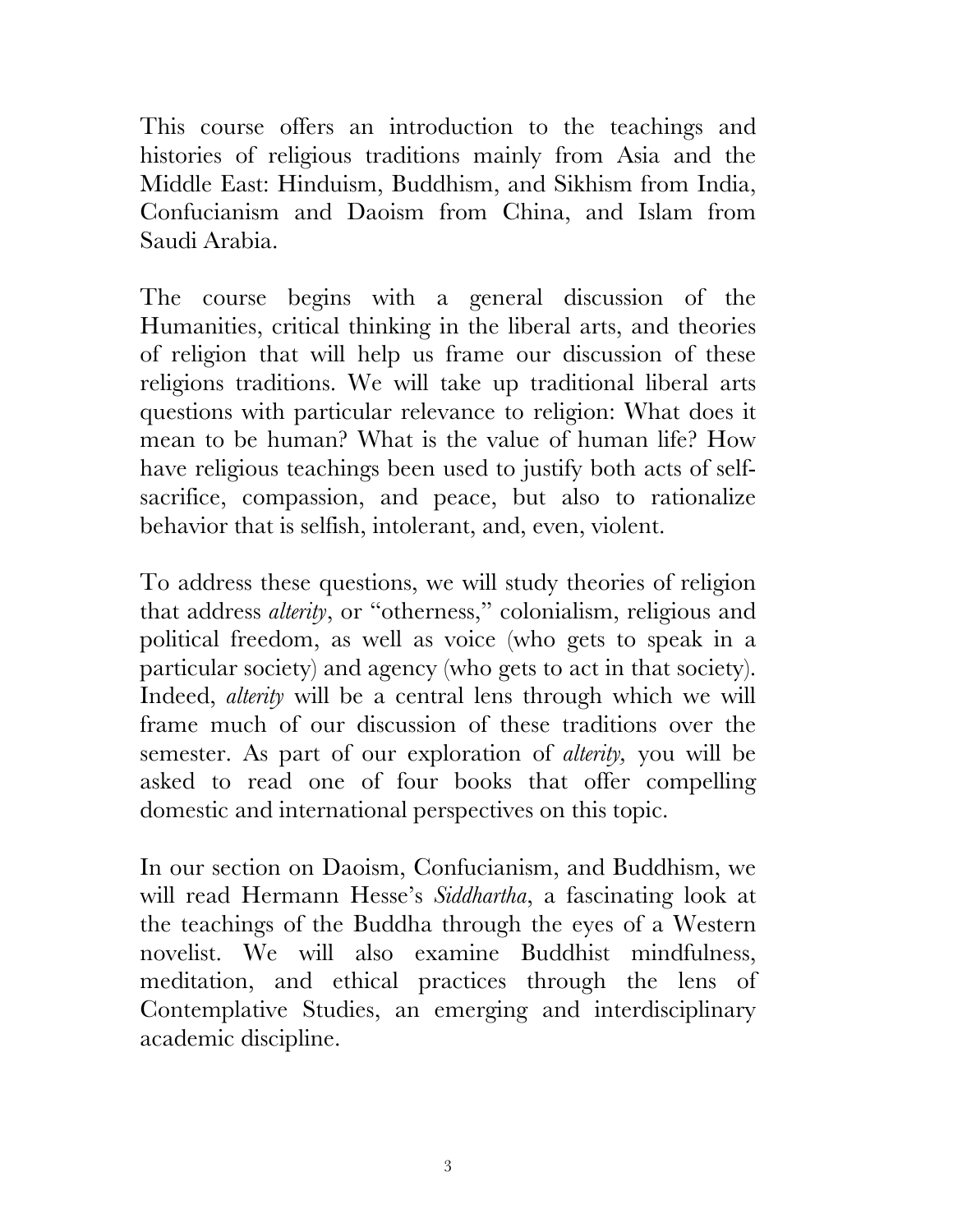This course offers an introduction to the teachings and histories of religious traditions mainly from Asia and the Middle East: Hinduism, Buddhism, and Sikhism from India, Confucianism and Daoism from China, and Islam from Saudi Arabia.

The course begins with a general discussion of the Humanities, critical thinking in the liberal arts, and theories of religion that will help us frame our discussion of these religions traditions. We will take up traditional liberal arts questions with particular relevance to religion: What does it mean to be human? What is the value of human life? How have religious teachings been used to justify both acts of self-sacrifice, compassion, and peace, but also to rationalize behavior that is selfish, intolerant, and, even, violent.

To address these questions, we will study theories of religion that address *alterity*, or "otherness," colonialism, religious and political freedom, as well as voice (who gets to speak in a particular society) and agency (who gets to act in that society). Indeed, *alterity* will be a central lens through which we will frame much of our discussion of these traditions over the semester. As part of our exploration of *alterity*, you will be asked to read one of four books that offer compelling domestic and international perspectives on this topic.

In our section on Daoism, Confucianism, and Buddhism, we will read Hermann Hesse's *Siddhartha*, a fascinating look at the teachings of the Buddha through the eyes of a Western novelist. We will also examine Buddhist mindfulness, meditation, and ethical practices through the lens of Contemplative Studies, an emerging and interdisciplinary academic discipline.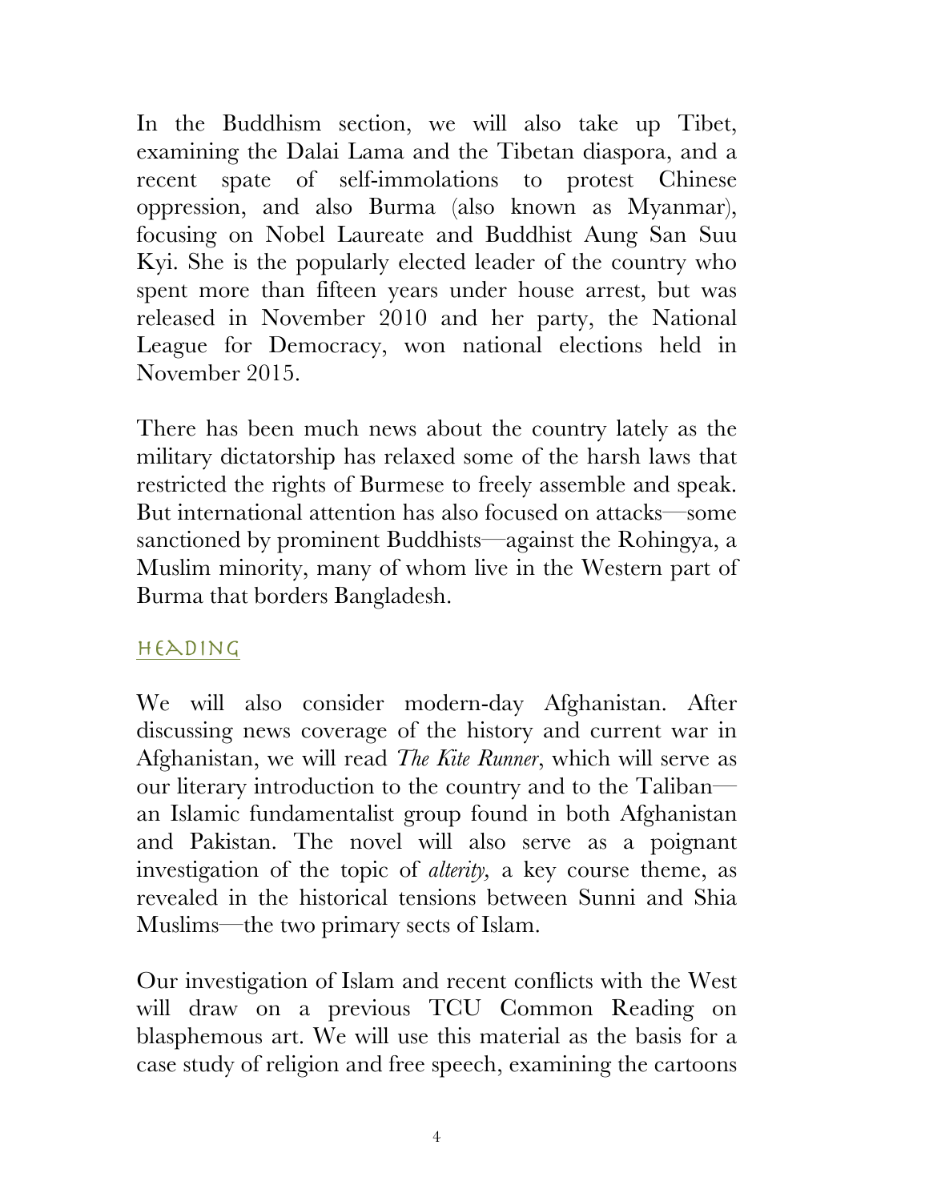In the Buddhism section, we will also take up Tibet, examining the Dalai Lama and the Tibetan diaspora, and a recent spate of self-immolations to protest Chinese oppression, and also Burma (also known as Myanmar), focusing on Nobel Laureate and Buddhist Aung San Suu Kyi. She is the popularly elected leader of the country who spent more than fifteen years under house arrest, but was released in November 2010 and her party, the National League for Democracy, won national elections held in November 2015.

There has been much news about the country lately as the military dictatorship has relaxed some of the harsh laws that restricted the rights of Burmese to freely assemble and speak. But international attention has also focused on attacks—some sanctioned by prominent Buddhists—against the Rohingya, a Muslim minority, many of whom live in the Western part of Burma that borders Bangladesh.

## HEADING

We will also consider modern-day Afghanistan. After discussing news coverage of the history and current war in Afghanistan, we will read *The Kite Runner*, which will serve as our literary introduction to the country and to the Taliban—an Islamic fundamentalist group found in both Afghanistan and Pakistan. The novel will also serve as a poignant investigation of the topic of *alterity,* a key course theme, as revealed in the historical tensions between Sunni and Shia Muslims—the two primary sects of Islam.

Our investigation of Islam and recent conflicts with the West will draw on a previous TCU Common Reading on blasphemous art. We will use this material as the basis for a case study of religion and free speech, examining the cartoons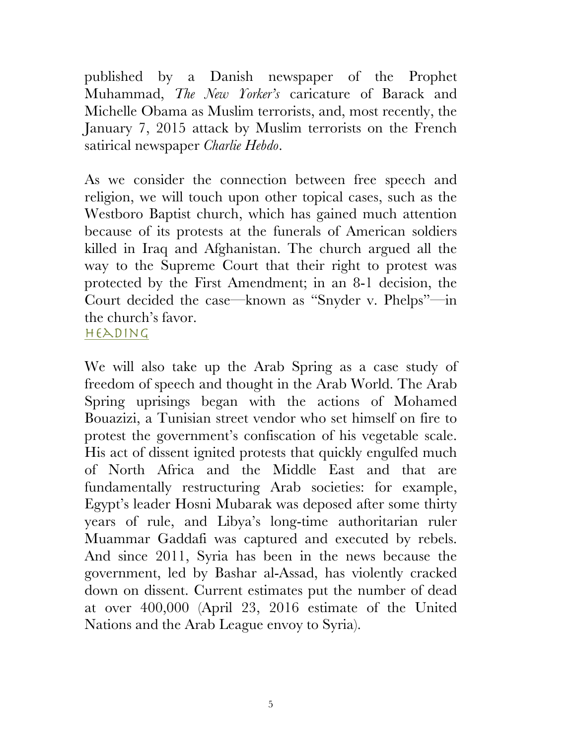published by a Danish newspaper of the Prophet Muhammad, *The New Yorker's* caricature of Barack and Michelle Obama as Muslim terrorists, and, most recently, the January 7, 2015 attack by Muslim terrorists on the French satirical newspaper *Charlie Hebdo*.

As we consider the connection between free speech and religion, we will touch upon other topical cases, such as the Westboro Baptist church, which has gained much attention because of its protests at the funerals of American soldiers killed in Iraq and Afghanistan. The church argued all the way to the Supreme Court that their right to protest was protected by the First Amendment; in an 8-1 decision, the Court decided the case—known as "Snyder v. Phelps"—in the church's favor.

HEADING

We will also take up the Arab Spring as a case study of freedom of speech and thought in the Arab World. The Arab Spring uprisings began with the actions of Mohamed Bouazizi, a Tunisian street vendor who set himself on fire to protest the government's confiscation of his vegetable scale. His act of dissent ignited protests that quickly engulfed much of North Africa and the Middle East and that are fundamentally restructuring Arab societies: for example, Egypt's leader Hosni Mubarak was deposed after some thirty years of rule, and Libya's long-time authoritarian ruler Muammar Gaddafi was captured and executed by rebels. And since 2011, Syria has been in the news because the government, led by Bashar al-Assad, has violently cracked down on dissent. Current estimates put the number of dead at over 400,000 (April 23, 2016 estimate of the United Nations and the Arab League envoy to Syria).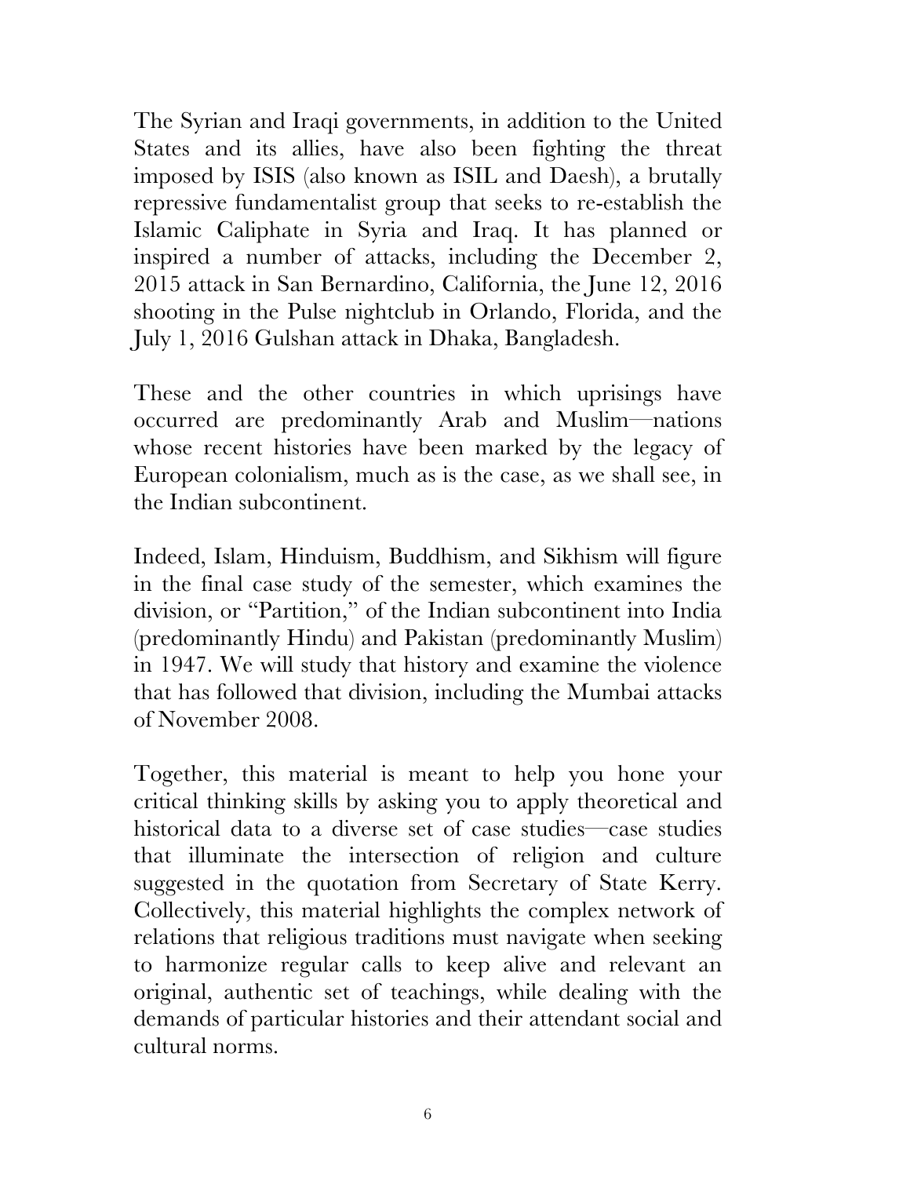The Syrian and Iraqi governments, in addition to the United States and its allies, have also been fighting the threat imposed by ISIS (also known as ISIL and Daesh), a brutally repressive fundamentalist group that seeks to re-establish the Islamic Caliphate in Syria and Iraq. It has planned or inspired a number of attacks, including the December 2, 2015 attack in San Bernardino, California, the June 12, 2016 shooting in the Pulse nightclub in Orlando, Florida, and the July 1, 2016 Gulshan attack in Dhaka, Bangladesh.

These and the other countries in which uprisings have occurred are predominantly Arab and Muslim—nations whose recent histories have been marked by the legacy of European colonialism, much as is the case, as we shall see, in the Indian subcontinent.

Indeed, Islam, Hinduism, Buddhism, and Sikhism will figure in the final case study of the semester, which examines the division, or "Partition," of the Indian subcontinent into India (predominantly Hindu) and Pakistan (predominantly Muslim) in 1947. We will study that history and examine the violence that has followed that division, including the Mumbai attacks of November 2008.

Together, this material is meant to help you hone your critical thinking skills by asking you to apply theoretical and historical data to a diverse set of case studies—case studies that illuminate the intersection of religion and culture suggested in the quotation from Secretary of State Kerry. Collectively, this material highlights the complex network of relations that religious traditions must navigate when seeking to harmonize regular calls to keep alive and relevant an original, authentic set of teachings, while dealing with the demands of particular histories and their attendant social and cultural norms.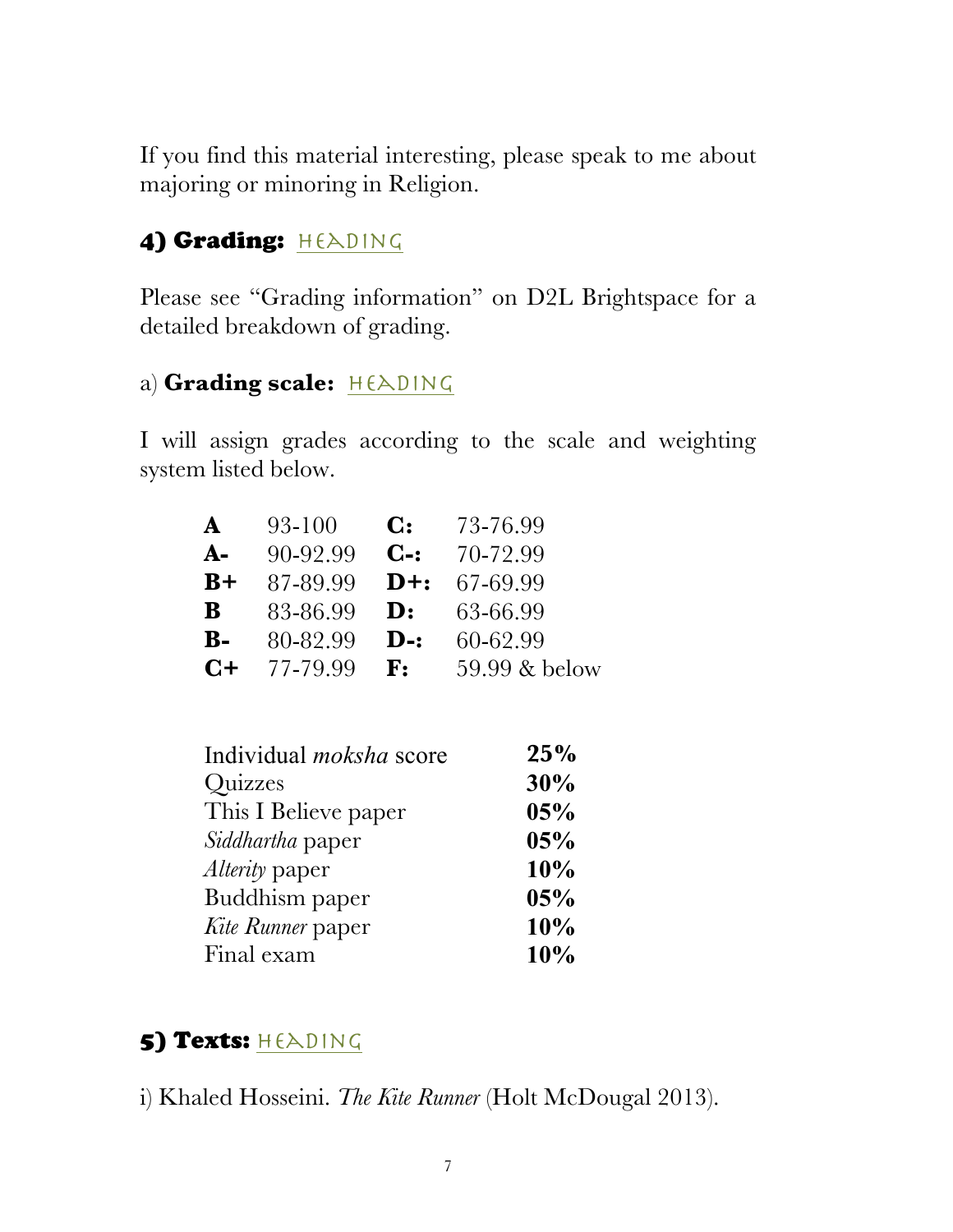If you find this material interesting, please speak to me about majoring or minoring in Religion.

## 4) Grading: HEADING

Please see "Grading information" on D2L Brightspace for a detailed breakdown of grading.

### a) **Grading scale:** HEADING

I will assign grades according to the scale and weighting system listed below.

| | | | |
|---|---|---|---|
| **A** | 93-100 | **C:** | 73-76.99 |
| **A-** | 90-92.99 | **C-:** | 70-72.99 |
| **B+** | 87-89.99 | **D+:** | 67-69.99 |
| **B** | 83-86.99 | **D:** | 63-66.99 |
| **B-** | 80-82.99 | **D-:** | 60-62.99 |
| **C+** | 77-79.99 | **F:** | 59.99 & below |

| | |
|---|---|
| Individual *moksha* score | **25%** |
| Quizzes | **30%** |
| This I Believe paper | **05%** |
| *Siddhartha* paper | **05%** |
| *Alterity* paper | **10%** |
| Buddhism paper | **05%** |
| *Kite Runner* paper | **10%** |
| Final exam | **10%** |

## 5) Texts: HEADING

i) Khaled Hosseini. *The Kite Runner* (Holt McDougal 2013).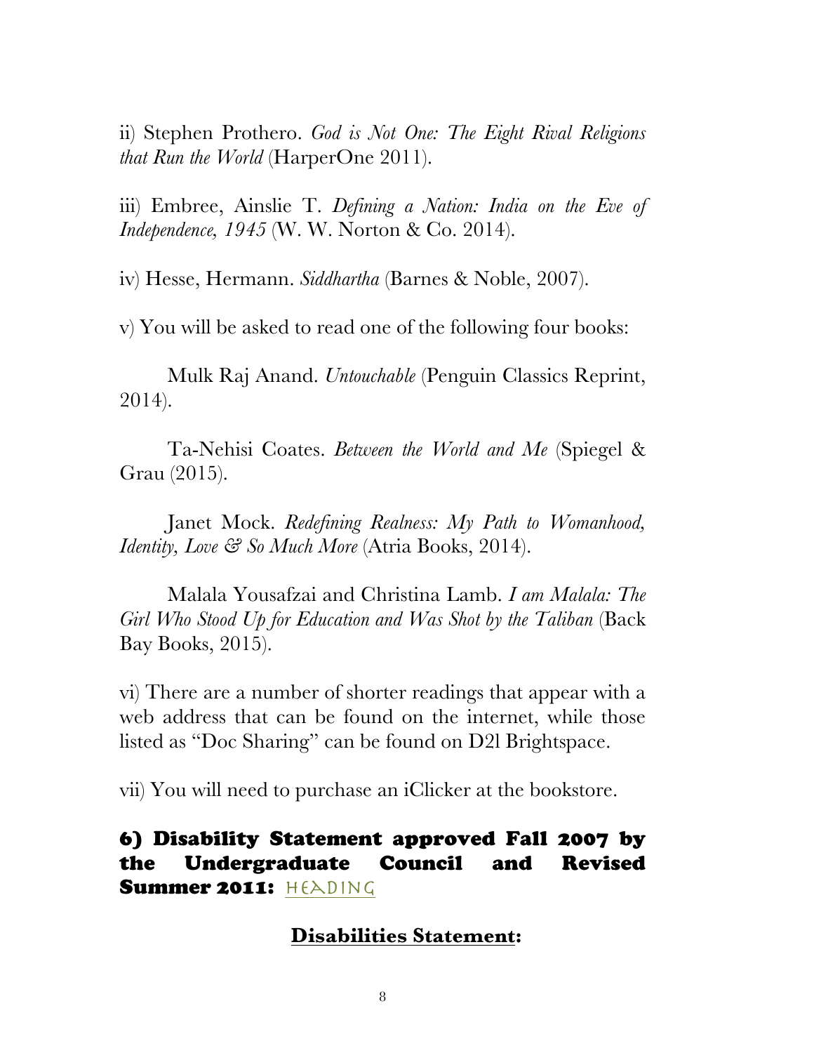ii) Stephen Prothero. *God is Not One: The Eight Rival Religions that Run the World* (HarperOne 2011).

iii) Embree, Ainslie T. *Defining a Nation: India on the Eve of Independence, 1945* (W. W. Norton & Co. 2014).

iv) Hesse, Hermann. *Siddhartha* (Barnes & Noble, 2007).

v) You will be asked to read one of the following four books:

Mulk Raj Anand. *Untouchable* (Penguin Classics Reprint, 2014).

Ta-Nehisi Coates. *Between the World and Me* (Spiegel & Grau (2015).

Janet Mock. *Redefining Realness: My Path to Womanhood, Identity, Love & So Much More* (Atria Books, 2014).

Malala Yousafzai and Christina Lamb. *I am Malala: The Girl Who Stood Up for Education and Was Shot by the Taliban* (Back Bay Books, 2015).

vi) There are a number of shorter readings that appear with a web address that can be found on the internet, while those listed as "Doc Sharing" can be found on D2l Brightspace.

vii) You will need to purchase an iClicker at the bookstore.

## 6) Disability Statement approved Fall 2007 by the Undergraduate Council and Revised Summer 2011: HEADING

**Disabilities Statement:**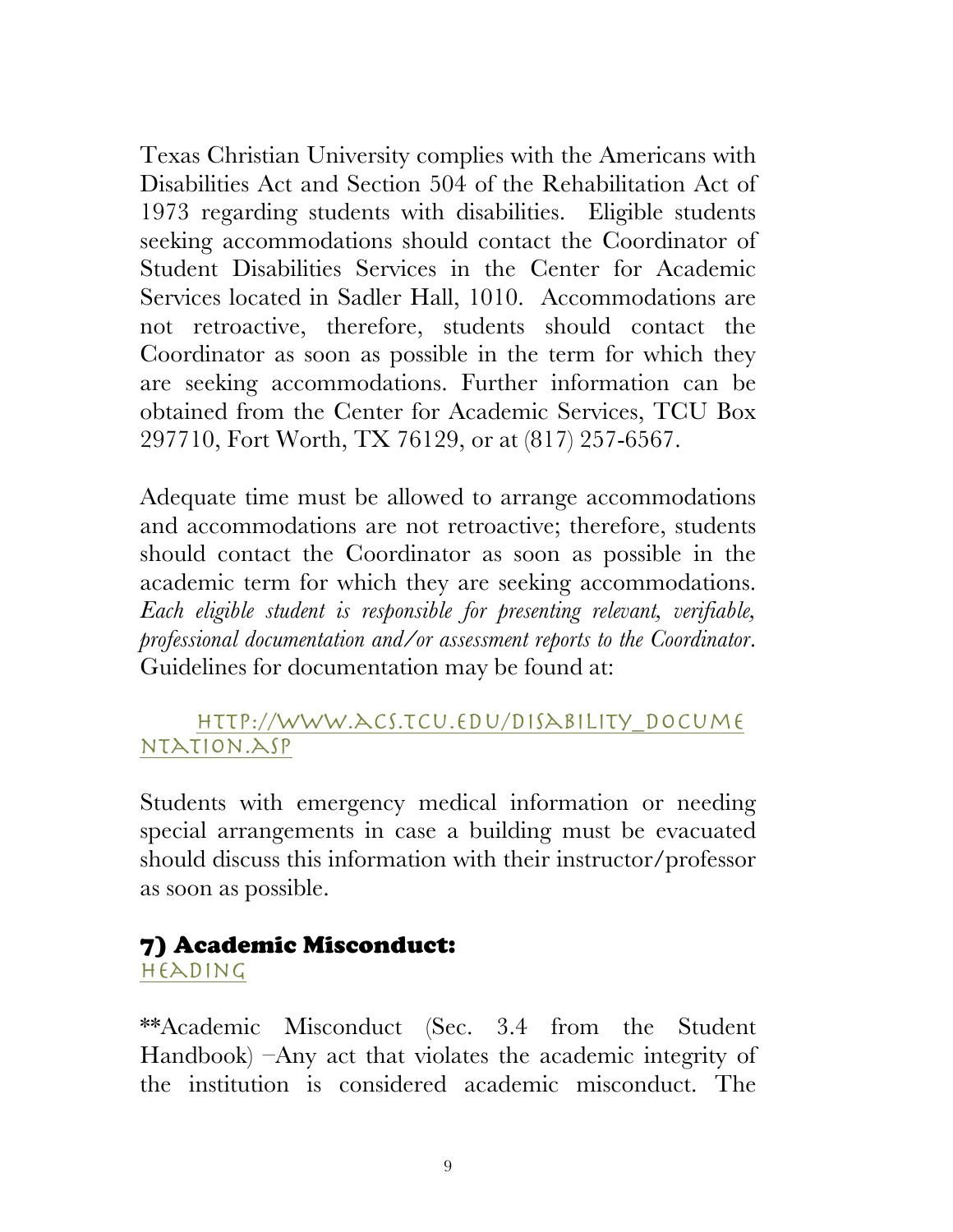Texas Christian University complies with the Americans with Disabilities Act and Section 504 of the Rehabilitation Act of 1973 regarding students with disabilities. Eligible students seeking accommodations should contact the Coordinator of Student Disabilities Services in the Center for Academic Services located in Sadler Hall, 1010. Accommodations are not retroactive, therefore, students should contact the Coordinator as soon as possible in the term for which they are seeking accommodations. Further information can be obtained from the Center for Academic Services, TCU Box 297710, Fort Worth, TX 76129, or at (817) 257-6567.

Adequate time must be allowed to arrange accommodations and accommodations are not retroactive; therefore, students should contact the Coordinator as soon as possible in the academic term for which they are seeking accommodations. *Each eligible student is responsible for presenting relevant, verifiable, professional documentation and/or assessment reports to the Coordinator.* Guidelines for documentation may be found at:

[HTTP://WWW.ACS.TCU.EDU/DISABILITY_DOCUMENTATION.ASP](http://www.acs.tcu.edu/disability_documentation.asp)

Students with emergency medical information or needing special arrangements in case a building must be evacuated should discuss this information with their instructor/professor as soon as possible.

## 7) Academic Misconduct:

HEADING

**Academic Misconduct (Sec. 3.4 from the Student Handbook) –Any act that violates the academic integrity of the institution is considered academic misconduct. The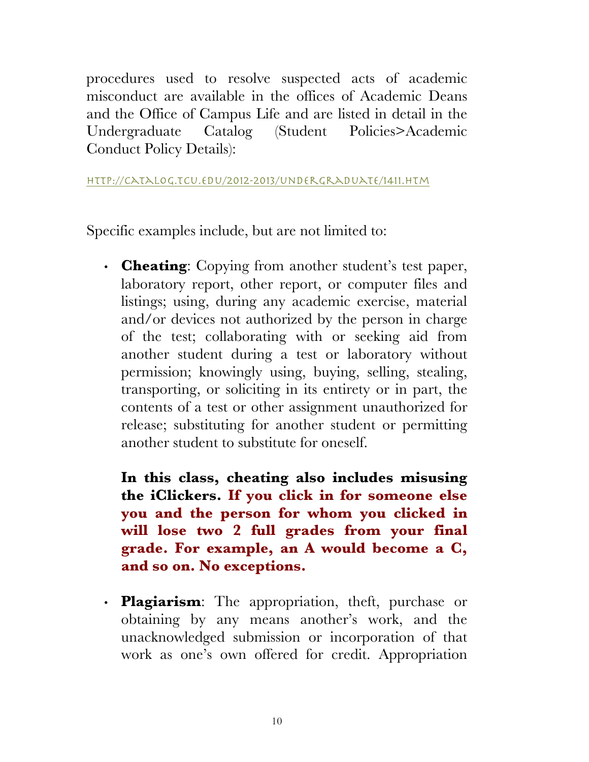procedures used to resolve suspected acts of academic misconduct are available in the offices of Academic Deans and the Office of Campus Life and are listed in detail in the Undergraduate Catalog (Student Policies>Academic Conduct Policy Details):

HTTP://CATALOG.TCU.EDU/2012-2013/UNDERGRADUATE/1411.HTM

Specific examples include, but are not limited to:

- **Cheating**: Copying from another student's test paper, laboratory report, other report, or computer files and listings; using, during any academic exercise, material and/or devices not authorized by the person in charge of the test; collaborating with or seeking aid from another student during a test or laboratory without permission; knowingly using, buying, selling, stealing, transporting, or soliciting in its entirety or in part, the contents of a test or other assignment unauthorized for release; substituting for another student or permitting another student to substitute for oneself.

  **In this class, cheating also includes misusing the iClickers. If you click in for someone else you and the person for whom you clicked in will lose two 2 full grades from your final grade. For example, an A would become a C, and so on. No exceptions.**

- **Plagiarism**: The appropriation, theft, purchase or obtaining by any means another's work, and the unacknowledged submission or incorporation of that work as one's own offered for credit. Appropriation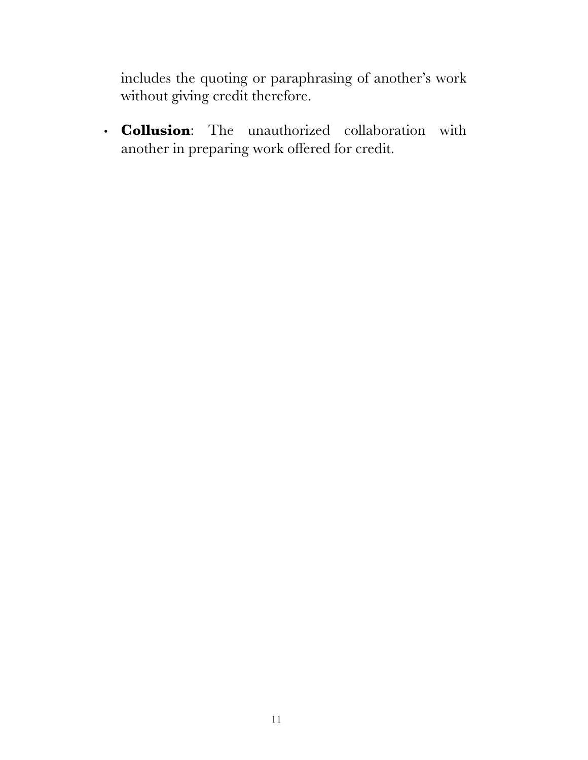includes the quoting or paraphrasing of another's work without giving credit therefore.

- **Collusion**: The unauthorized collaboration with another in preparing work offered for credit.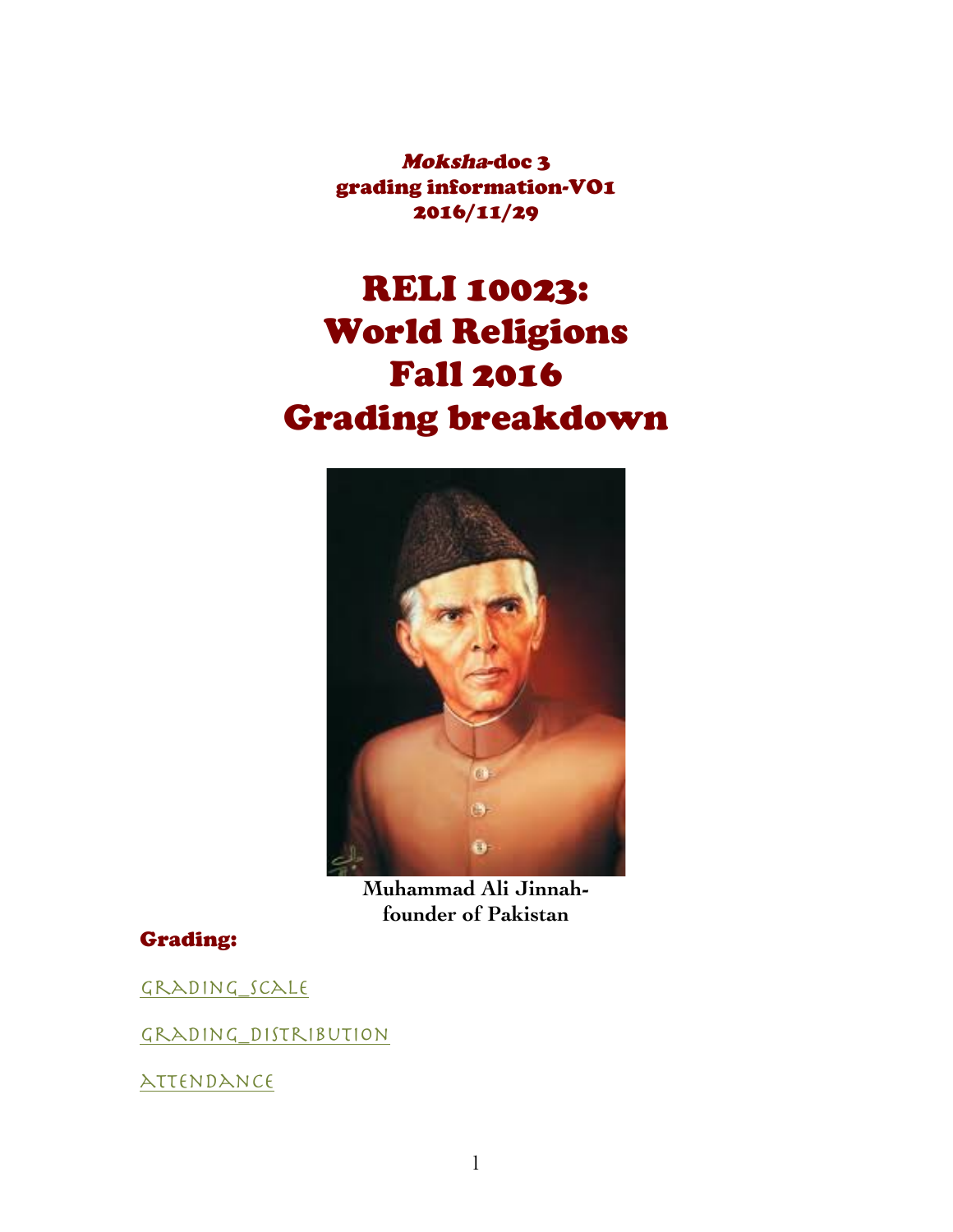*Moksha*-doc 3
grading information-V01
2016/11/29

# RELI 10023: World Religions Fall 2016 Grading breakdown

**Muhammad Ali Jinnah-founder of Pakistan**

## Grading:

Grading_scale

Grading_distribution

Attendance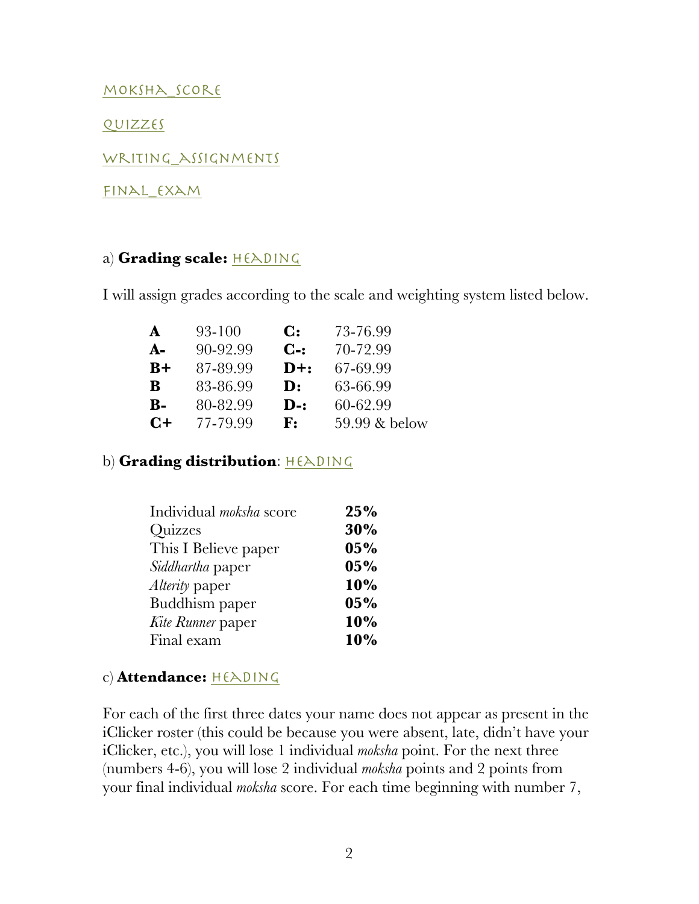[MOKSHA_SCORE](#)

[QUIZZES](#)

[WRITING_ASSIGNMENTS](#)

[FINAL_EXAM](#)

a) **Grading scale:** [HEADING](#)

I will assign grades according to the scale and weighting system listed below.

| | | | |
|---|---|---|---|
| **A** | 93-100 | **C:** | 73-76.99 |
| **A-** | 90-92.99 | **C-:** | 70-72.99 |
| **B+** | 87-89.99 | **D+:** | 67-69.99 |
| **B** | 83-86.99 | **D:** | 63-66.99 |
| **B-** | 80-82.99 | **D-:** | 60-62.99 |
| **C+** | 77-79.99 | **F:** | 59.99 & below |

b) **Grading distribution**: [HEADING](#)

| | |
|---|---|
| Individual *moksha* score | **25%** |
| Quizzes | **30%** |
| This I Believe paper | **05%** |
| *Siddhartha* paper | **05%** |
| *Alterity* paper | **10%** |
| Buddhism paper | **05%** |
| *Kite Runner* paper | **10%** |
| Final exam | **10%** |

c) **Attendance:** [HEADING](#)

For each of the first three dates your name does not appear as present in the iClicker roster (this could be because you were absent, late, didn't have your iClicker, etc.), you will lose 1 individual *moksha* point. For the next three (numbers 4-6), you will lose 2 individual *moksha* points and 2 points from your final individual *moksha* score. For each time beginning with number 7,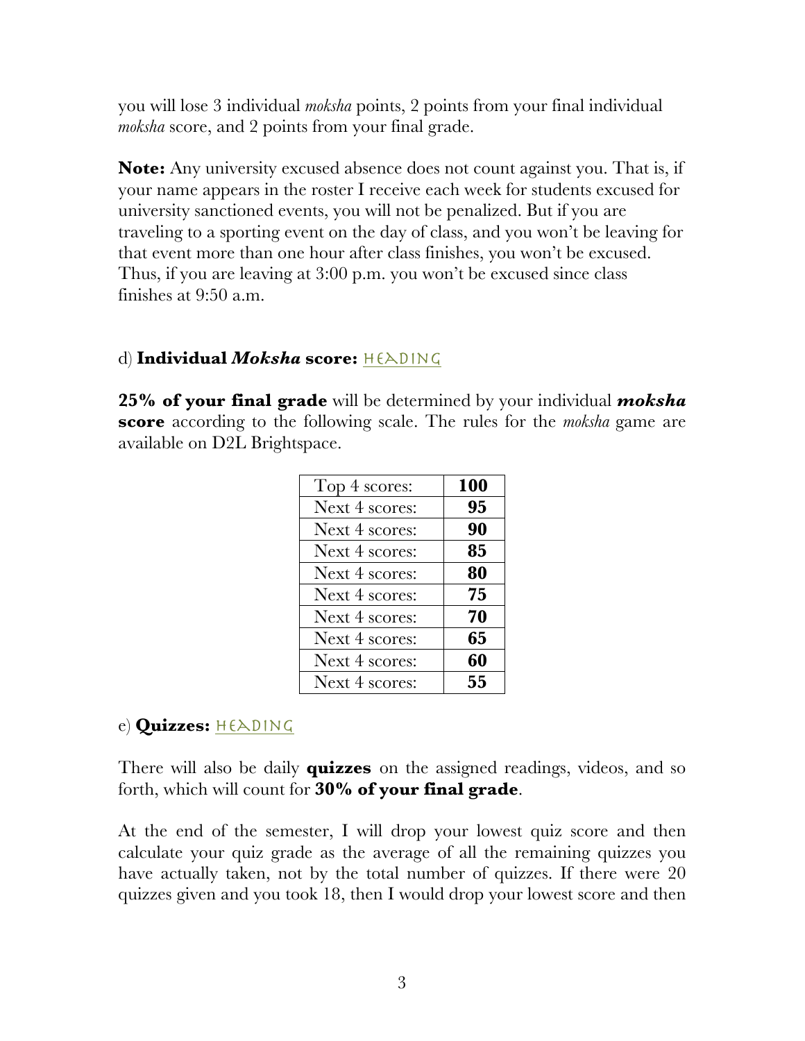you will lose 3 individual *moksha* points, 2 points from your final individual *moksha* score, and 2 points from your final grade.

**Note:** Any university excused absence does not count against you. That is, if your name appears in the roster I receive each week for students excused for university sanctioned events, you will not be penalized. But if you are traveling to a sporting event on the day of class, and you won't be leaving for that event more than one hour after class finishes, you won't be excused. Thus, if you are leaving at 3:00 p.m. you won't be excused since class finishes at 9:50 a.m.

d) **Individual *Moksha* score:** HEADING

**25% of your final grade** will be determined by your individual ***moksha* score** according to the following scale. The rules for the *moksha* game are available on D2L Brightspace.

| Top 4 scores: | **100** |
|---|---|
| Next 4 scores: | **95** |
| Next 4 scores: | **90** |
| Next 4 scores: | **85** |
| Next 4 scores: | **80** |
| Next 4 scores: | **75** |
| Next 4 scores: | **70** |
| Next 4 scores: | **65** |
| Next 4 scores: | **60** |
| Next 4 scores: | **55** |

e) **Quizzes:** HEADING

There will also be daily **quizzes** on the assigned readings, videos, and so forth, which will count for **30% of your final grade**.

At the end of the semester, I will drop your lowest quiz score and then calculate your quiz grade as the average of all the remaining quizzes you have actually taken, not by the total number of quizzes. If there were 20 quizzes given and you took 18, then I would drop your lowest score and then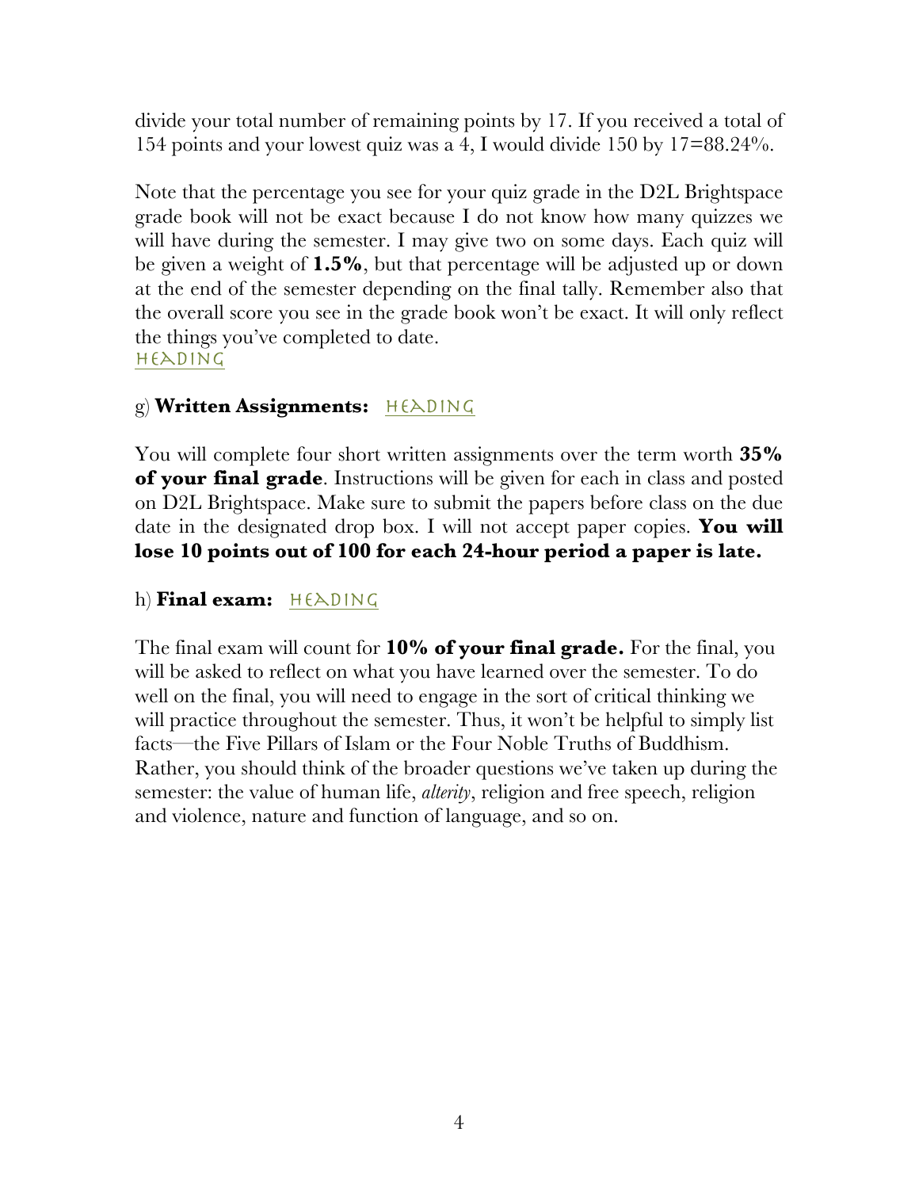divide your total number of remaining points by 17. If you received a total of 154 points and your lowest quiz was a 4, I would divide 150 by 17=88.24%.

Note that the percentage you see for your quiz grade in the D2L Brightspace grade book will not be exact because I do not know how many quizzes we will have during the semester. I may give two on some days. Each quiz will be given a weight of **1.5%**, but that percentage will be adjusted up or down at the end of the semester depending on the final tally. Remember also that the overall score you see in the grade book won't be exact. It will only reflect the things you've completed to date.

### g) Written Assignments:

You will complete four short written assignments over the term worth **35% of your final grade**. Instructions will be given for each in class and posted on D2L Brightspace. Make sure to submit the papers before class on the due date in the designated drop box. I will not accept paper copies. **You will lose 10 points out of 100 for each 24-hour period a paper is late.**

### h) Final exam:

The final exam will count for **10% of your final grade.** For the final, you will be asked to reflect on what you have learned over the semester. To do well on the final, you will need to engage in the sort of critical thinking we will practice throughout the semester. Thus, it won't be helpful to simply list facts—the Five Pillars of Islam or the Four Noble Truths of Buddhism. Rather, you should think of the broader questions we've taken up during the semester: the value of human life, *alterity*, religion and free speech, religion and violence, nature and function of language, and so on.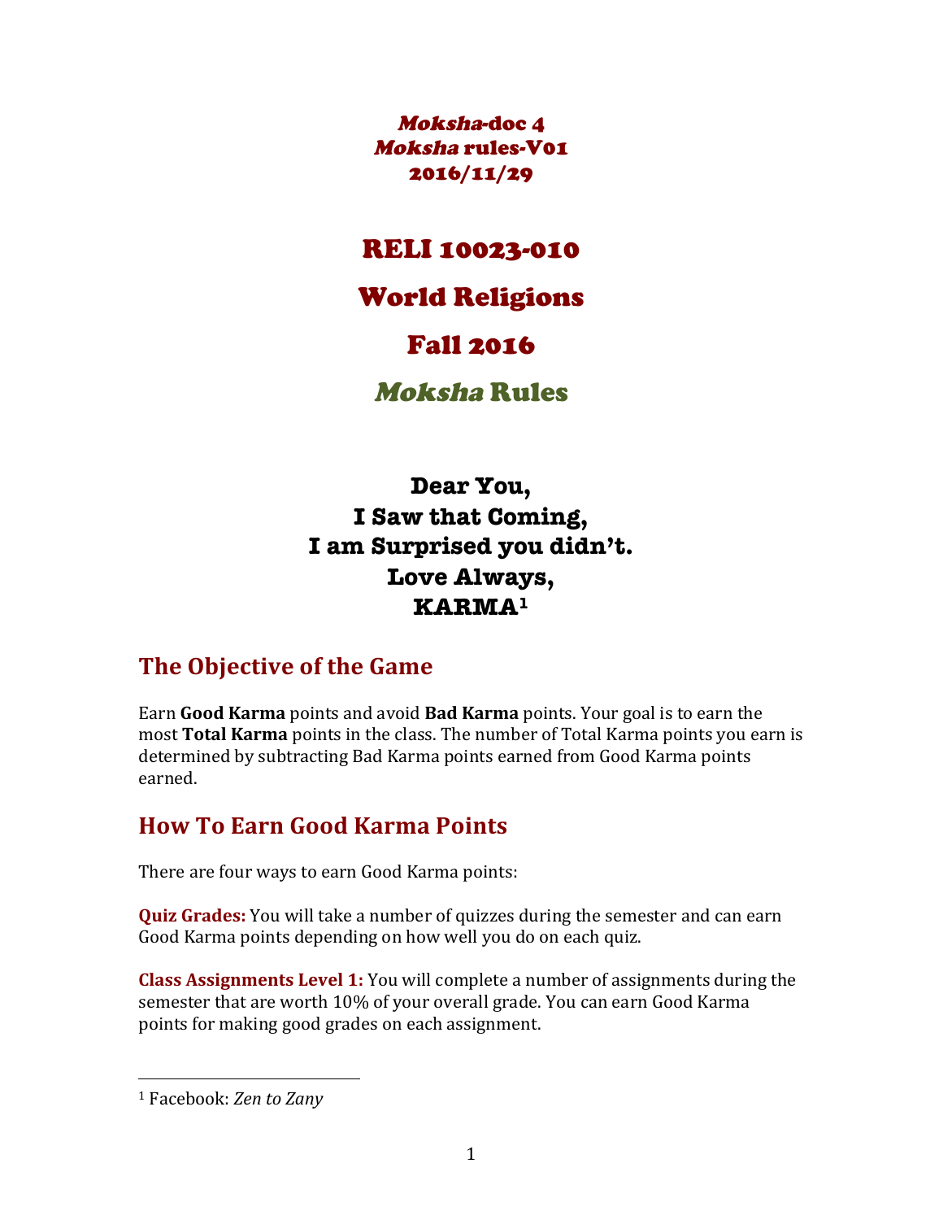*Moksha*-doc 4
*Moksha* rules-V01
2016/11/29

# RELI 10023-010

# World Religions

# Fall 2016

# *Moksha* Rules

**Dear You,**
**I Saw that Coming,**
**I am Surprised you didn't.**
**Love Always,**
**KARMA[1]**

## The Objective of the Game

Earn **Good Karma** points and avoid **Bad Karma** points. Your goal is to earn the most **Total Karma** points in the class. The number of Total Karma points you earn is determined by subtracting Bad Karma points earned from Good Karma points earned.

## How To Earn Good Karma Points

There are four ways to earn Good Karma points:

**Quiz Grades:** You will take a number of quizzes during the semester and can earn Good Karma points depending on how well you do on each quiz.

**Class Assignments Level 1:** You will complete a number of assignments during the semester that are worth 10% of your overall grade. You can earn Good Karma points for making good grades on each assignment.

---

[1] Facebook: *Zen to Zany*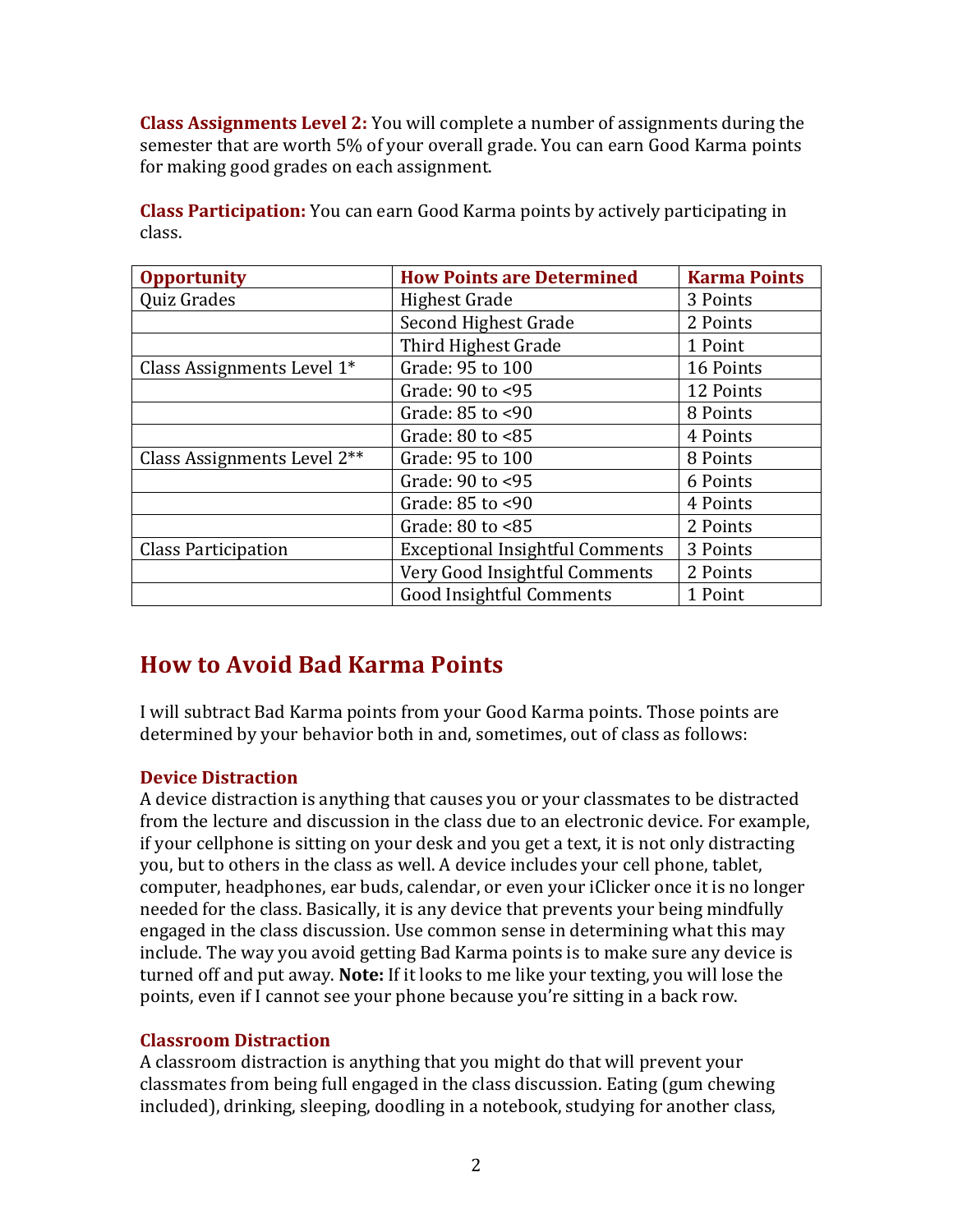**Class Assignments Level 2:** You will complete a number of assignments during the semester that are worth 5% of your overall grade. You can earn Good Karma points for making good grades on each assignment.

**Class Participation:** You can earn Good Karma points by actively participating in class.

| Opportunity | How Points are Determined | Karma Points |
|---|---|---|
| Quiz Grades | Highest Grade | 3 Points |
| | Second Highest Grade | 2 Points |
| | Third Highest Grade | 1 Point |
| Class Assignments Level 1* | Grade: 95 to 100 | 16 Points |
| | Grade: 90 to <95 | 12 Points |
| | Grade: 85 to <90 | 8 Points |
| | Grade: 80 to <85 | 4 Points |
| Class Assignments Level 2** | Grade: 95 to 100 | 8 Points |
| | Grade: 90 to <95 | 6 Points |
| | Grade: 85 to <90 | 4 Points |
| | Grade: 80 to <85 | 2 Points |
| Class Participation | Exceptional Insightful Comments | 3 Points |
| | Very Good Insightful Comments | 2 Points |
| | Good Insightful Comments | 1 Point |

## How to Avoid Bad Karma Points

I will subtract Bad Karma points from your Good Karma points. Those points are determined by your behavior both in and, sometimes, out of class as follows:

### Device Distraction

A device distraction is anything that causes you or your classmates to be distracted from the lecture and discussion in the class due to an electronic device. For example, if your cellphone is sitting on your desk and you get a text, it is not only distracting you, but to others in the class as well. A device includes your cell phone, tablet, computer, headphones, ear buds, calendar, or even your iClicker once it is no longer needed for the class. Basically, it is any device that prevents your being mindfully engaged in the class discussion. Use common sense in determining what this may include. The way you avoid getting Bad Karma points is to make sure any device is turned off and put away. **Note:** If it looks to me like your texting, you will lose the points, even if I cannot see your phone because you're sitting in a back row.

### Classroom Distraction

A classroom distraction is anything that you might do that will prevent your classmates from being full engaged in the class discussion. Eating (gum chewing included), drinking, sleeping, doodling in a notebook, studying for another class,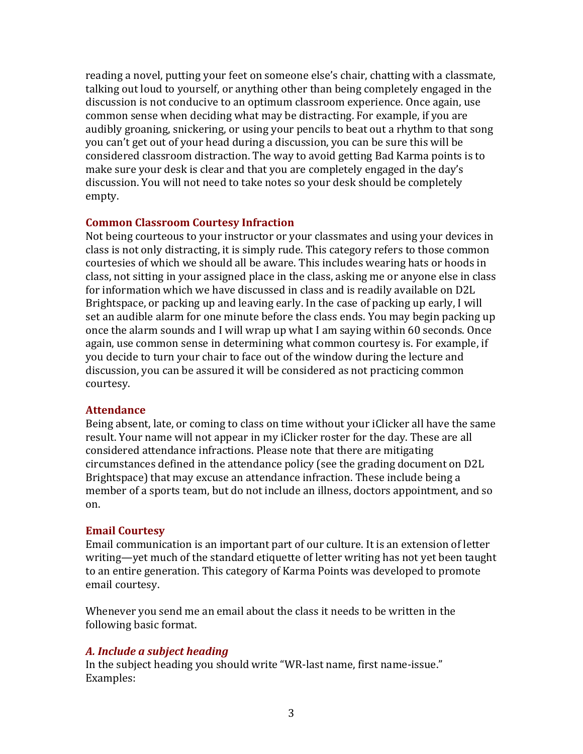reading a novel, putting your feet on someone else's chair, chatting with a classmate, talking out loud to yourself, or anything other than being completely engaged in the discussion is not conducive to an optimum classroom experience. Once again, use common sense when deciding what may be distracting. For example, if you are audibly groaning, snickering, or using your pencils to beat out a rhythm to that song you can't get out of your head during a discussion, you can be sure this will be considered classroom distraction. The way to avoid getting Bad Karma points is to make sure your desk is clear and that you are completely engaged in the day's discussion. You will not need to take notes so your desk should be completely empty.

### Common Classroom Courtesy Infraction

Not being courteous to your instructor or your classmates and using your devices in class is not only distracting, it is simply rude. This category refers to those common courtesies of which we should all be aware. This includes wearing hats or hoods in class, not sitting in your assigned place in the class, asking me or anyone else in class for information which we have discussed in class and is readily available on D2L Brightspace, or packing up and leaving early. In the case of packing up early, I will set an audible alarm for one minute before the class ends. You may begin packing up once the alarm sounds and I will wrap up what I am saying within 60 seconds. Once again, use common sense in determining what common courtesy is. For example, if you decide to turn your chair to face out of the window during the lecture and discussion, you can be assured it will be considered as not practicing common courtesy.

### Attendance

Being absent, late, or coming to class on time without your iClicker all have the same result. Your name will not appear in my iClicker roster for the day. These are all considered attendance infractions. Please note that there are mitigating circumstances defined in the attendance policy (see the grading document on D2L Brightspace) that may excuse an attendance infraction. These include being a member of a sports team, but do not include an illness, doctors appointment, and so on.

### Email Courtesy

Email communication is an important part of our culture. It is an extension of letter writing—yet much of the standard etiquette of letter writing has not yet been taught to an entire generation. This category of Karma Points was developed to promote email courtesy.

Whenever you send me an email about the class it needs to be written in the following basic format.

#### *A. Include a subject heading*

In the subject heading you should write "WR-last name, first name-issue." Examples: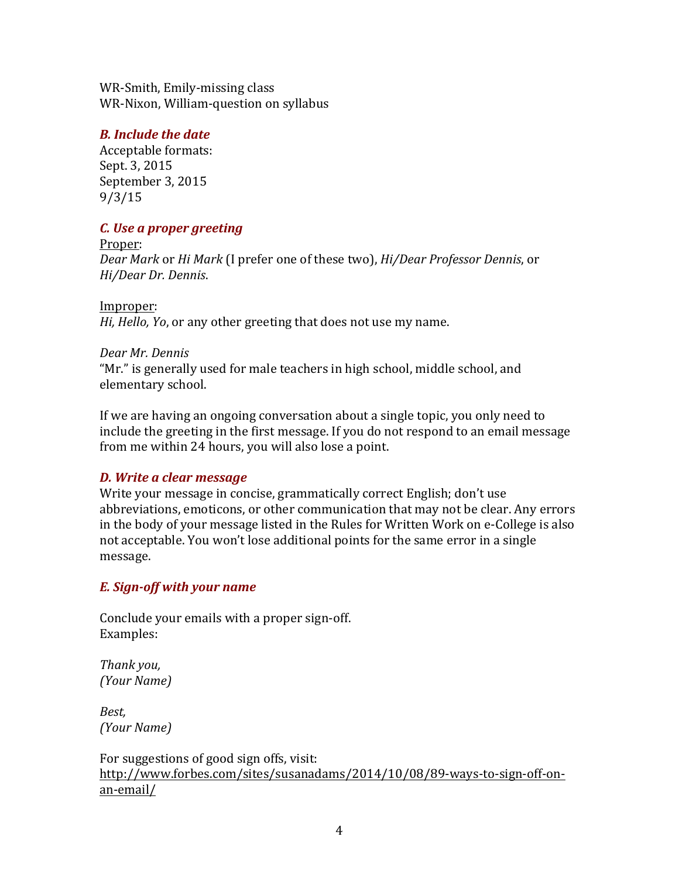WR-Smith, Emily-missing class
WR-Nixon, William-question on syllabus

### *B. Include the date*

Acceptable formats:
Sept. 3, 2015
September 3, 2015
9/3/15

### *C. Use a proper greeting*

Proper:
*Dear Mark* or *Hi Mark* (I prefer one of these two), *Hi/Dear Professor Dennis*, or *Hi/Dear Dr. Dennis*.

Improper:
*Hi, Hello, Yo*, or any other greeting that does not use my name.

*Dear Mr. Dennis*
"Mr." is generally used for male teachers in high school, middle school, and elementary school.

If we are having an ongoing conversation about a single topic, you only need to include the greeting in the first message. If you do not respond to an email message from me within 24 hours, you will also lose a point.

### *D. Write a clear message*

Write your message in concise, grammatically correct English; don't use abbreviations, emoticons, or other communication that may not be clear. Any errors in the body of your message listed in the Rules for Written Work on e-College is also not acceptable. You won't lose additional points for the same error in a single message.

### *E. Sign-off with your name*

Conclude your emails with a proper sign-off.
Examples:

*Thank you,*
*(Your Name)*

*Best,*
*(Your Name)*

For suggestions of good sign offs, visit:
http://www.forbes.com/sites/susanadams/2014/10/08/89-ways-to-sign-off-on-an-email/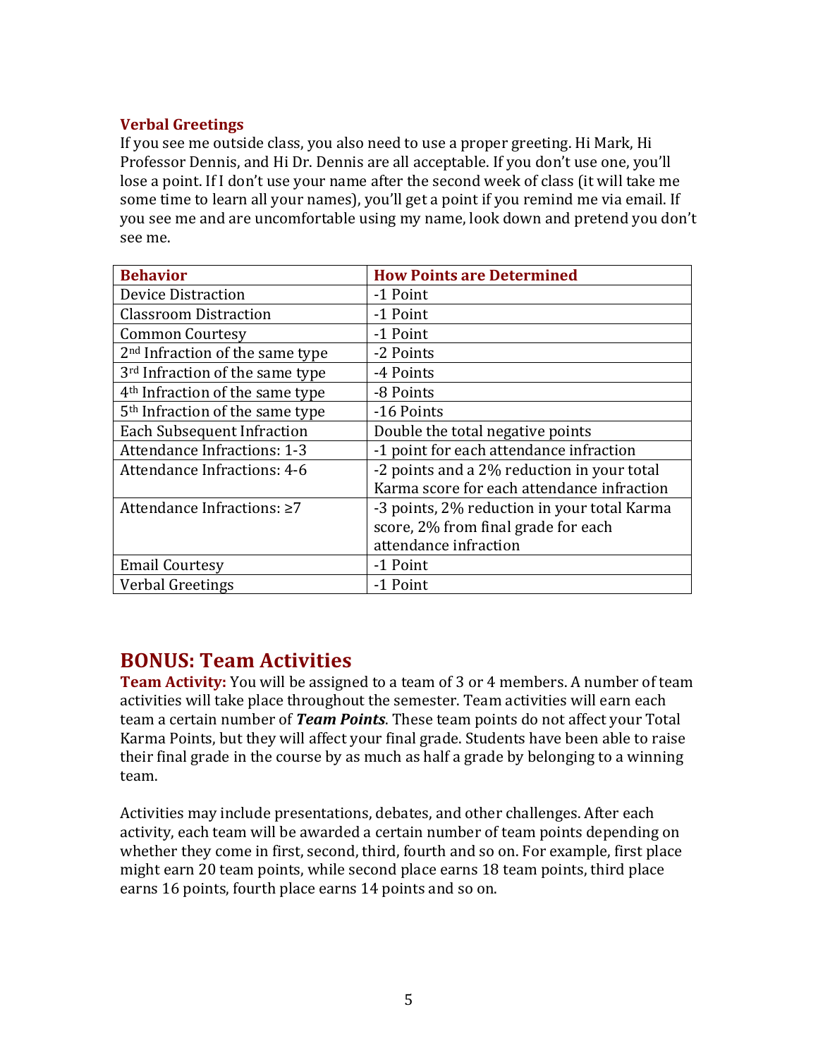### Verbal Greetings

If you see me outside class, you also need to use a proper greeting. Hi Mark, Hi Professor Dennis, and Hi Dr. Dennis are all acceptable. If you don't use one, you'll lose a point. If I don't use your name after the second week of class (it will take me some time to learn all your names), you'll get a point if you remind me via email. If you see me and are uncomfortable using my name, look down and pretend you don't see me.

| Behavior | How Points are Determined |
| --- | --- |
| Device Distraction | -1 Point |
| Classroom Distraction | -1 Point |
| Common Courtesy | -1 Point |
| 2nd Infraction of the same type | -2 Points |
| 3rd Infraction of the same type | -4 Points |
| 4th Infraction of the same type | -8 Points |
| 5th Infraction of the same type | -16 Points |
| Each Subsequent Infraction | Double the total negative points |
| Attendance Infractions: 1-3 | -1 point for each attendance infraction |
| Attendance Infractions: 4-6 | -2 points and a 2% reduction in your total Karma score for each attendance infraction |
| Attendance Infractions: ≥7 | -3 points, 2% reduction in your total Karma score, 2% from final grade for each attendance infraction |
| Email Courtesy | -1 Point |
| Verbal Greetings | -1 Point |

## BONUS: Team Activities

**Team Activity:** You will be assigned to a team of 3 or 4 members. A number of team activities will take place throughout the semester. Team activities will earn each team a certain number of ***Team Points***. These team points do not affect your Total Karma Points, but they will affect your final grade. Students have been able to raise their final grade in the course by as much as half a grade by belonging to a winning team.

Activities may include presentations, debates, and other challenges. After each activity, each team will be awarded a certain number of team points depending on whether they come in first, second, third, fourth and so on. For example, first place might earn 20 team points, while second place earns 18 team points, third place earns 16 points, fourth place earns 14 points and so on.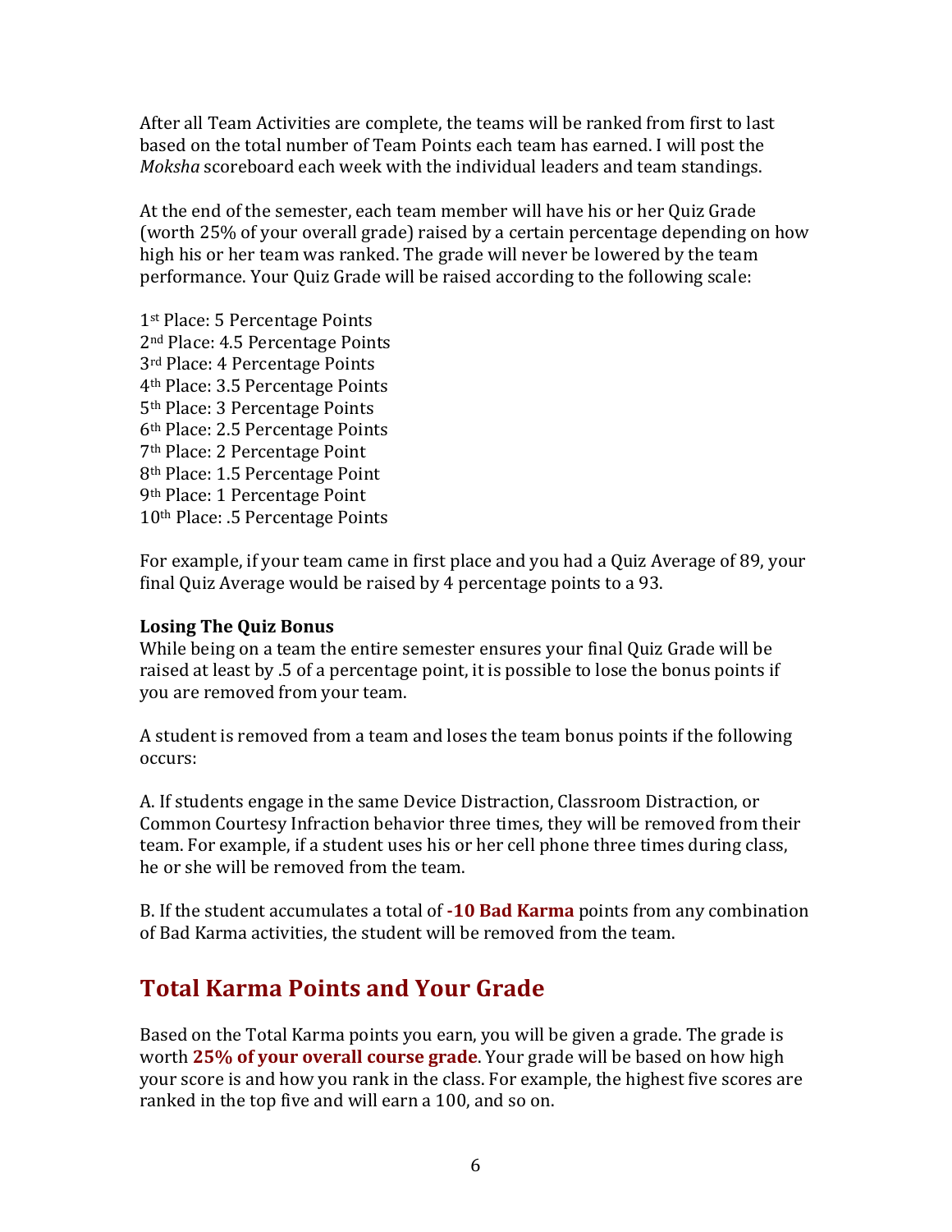After all Team Activities are complete, the teams will be ranked from first to last based on the total number of Team Points each team has earned. I will post the *Moksha* scoreboard each week with the individual leaders and team standings.

At the end of the semester, each team member will have his or her Quiz Grade (worth 25% of your overall grade) raised by a certain percentage depending on how high his or her team was ranked. The grade will never be lowered by the team performance. Your Quiz Grade will be raised according to the following scale:

1st Place: 5 Percentage Points
2nd Place: 4.5 Percentage Points
3rd Place: 4 Percentage Points
4th Place: 3.5 Percentage Points
5th Place: 3 Percentage Points
6th Place: 2.5 Percentage Points
7th Place: 2 Percentage Point
8th Place: 1.5 Percentage Point
9th Place: 1 Percentage Point
10th Place: .5 Percentage Points

For example, if your team came in first place and you had a Quiz Average of 89, your final Quiz Average would be raised by 4 percentage points to a 93.

**Losing The Quiz Bonus**
While being on a team the entire semester ensures your final Quiz Grade will be raised at least by .5 of a percentage point, it is possible to lose the bonus points if you are removed from your team.

A student is removed from a team and loses the team bonus points if the following occurs:

A. If students engage in the same Device Distraction, Classroom Distraction, or Common Courtesy Infraction behavior three times, they will be removed from their team. For example, if a student uses his or her cell phone three times during class, he or she will be removed from the team.

B. If the student accumulates a total of **-10 Bad Karma** points from any combination of Bad Karma activities, the student will be removed from the team.

## Total Karma Points and Your Grade

Based on the Total Karma points you earn, you will be given a grade. The grade is worth **25% of your overall course grade**. Your grade will be based on how high your score is and how you rank in the class. For example, the highest five scores are ranked in the top five and will earn a 100, and so on.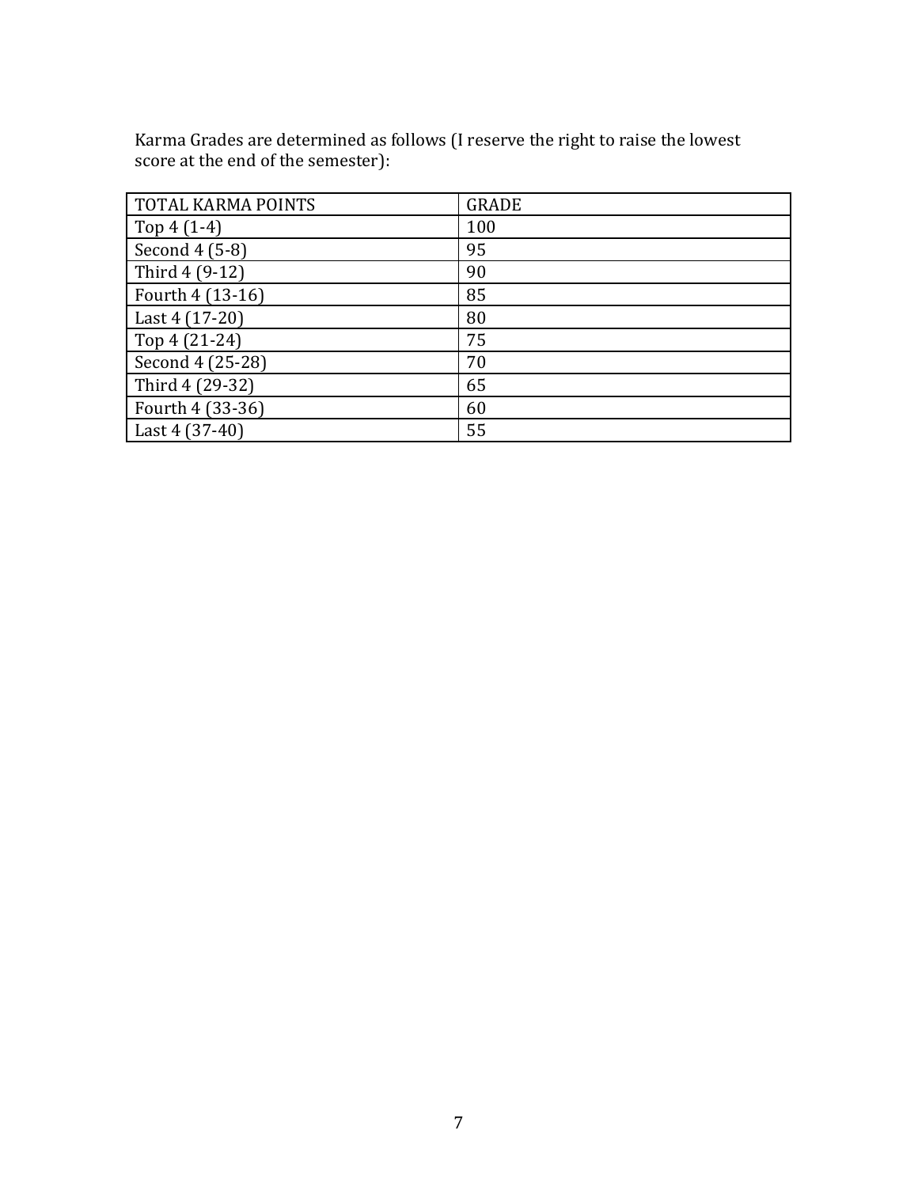Karma Grades are determined as follows (I reserve the right to raise the lowest score at the end of the semester):

| TOTAL KARMA POINTS | GRADE |
|---|---|
| Top 4 (1-4) | 100 |
| Second 4 (5-8) | 95 |
| Third 4 (9-12) | 90 |
| Fourth 4 (13-16) | 85 |
| Last 4 (17-20) | 80 |
| Top 4 (21-24) | 75 |
| Second 4 (25-28) | 70 |
| Third 4 (29-32) | 65 |
| Fourth 4 (33-36) | 60 |
| Last 4 (37-40) | 55 |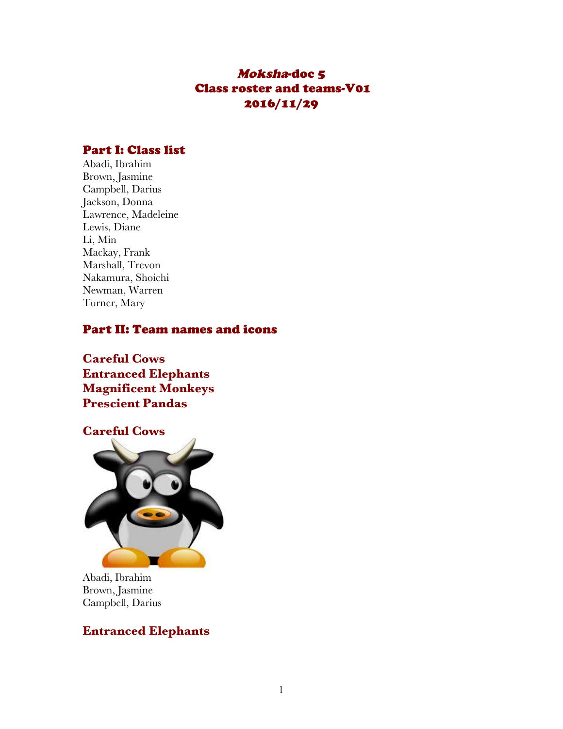# *Moksha*-doc 5
# Class roster and teams-V01
# 2016/11/29

## Part I: Class list

Abadi, Ibrahim
Brown, Jasmine
Campbell, Darius
Jackson, Donna
Lawrence, Madeleine
Lewis, Diane
Li, Min
Mackay, Frank
Marshall, Trevon
Nakamura, Shoichi
Newman, Warren
Turner, Mary

## Part II: Team names and icons

**Careful Cows**
**Entranced Elephants**
**Magnificent Monkeys**
**Prescient Pandas**

### Careful Cows

Abadi, Ibrahim
Brown, Jasmine
Campbell, Darius

### Entranced Elephants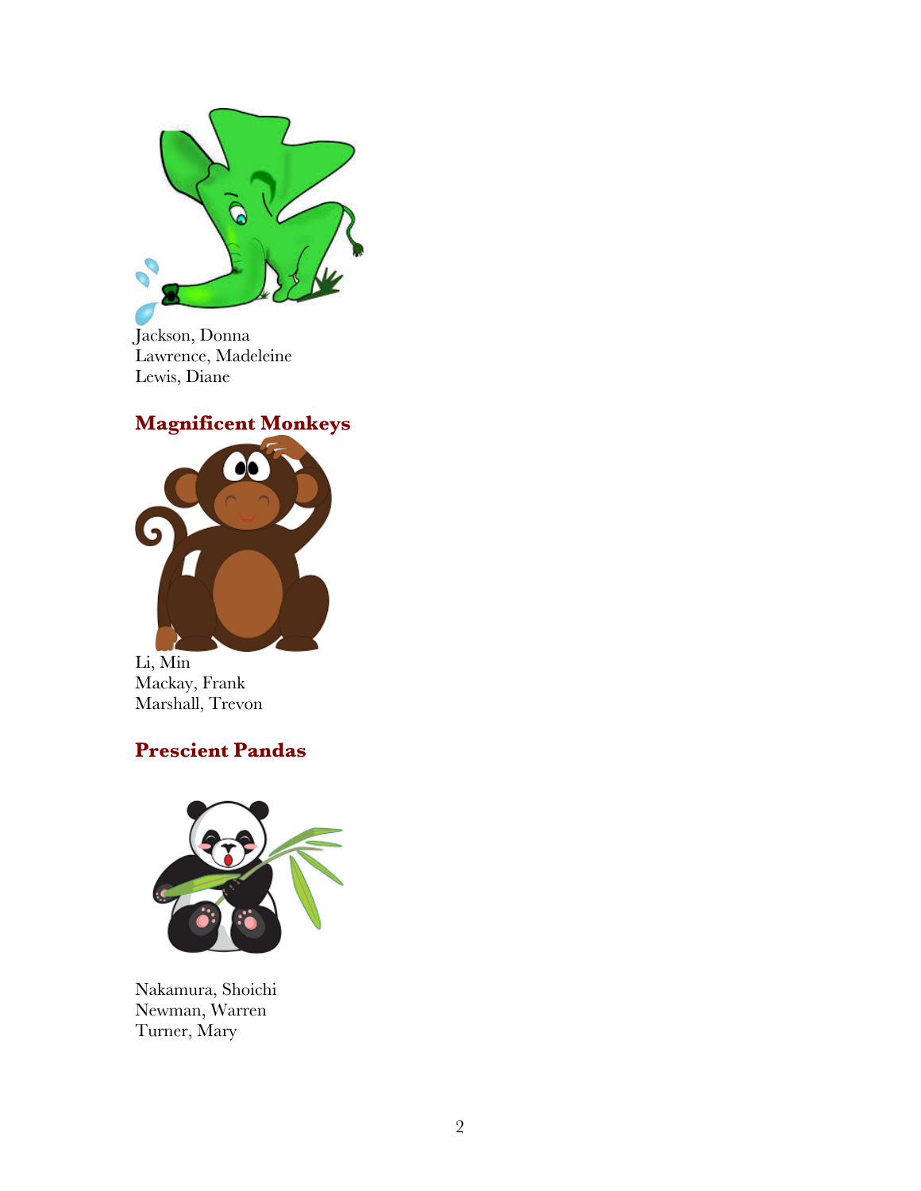Jackson, Donna
Lawrence, Madeleine
Lewis, Diane

## Magnificent Monkeys

Li, Min
Mackay, Frank
Marshall, Trevon

## Prescient Pandas

Nakamura, Shoichi
Newman, Warren
Turner, Mary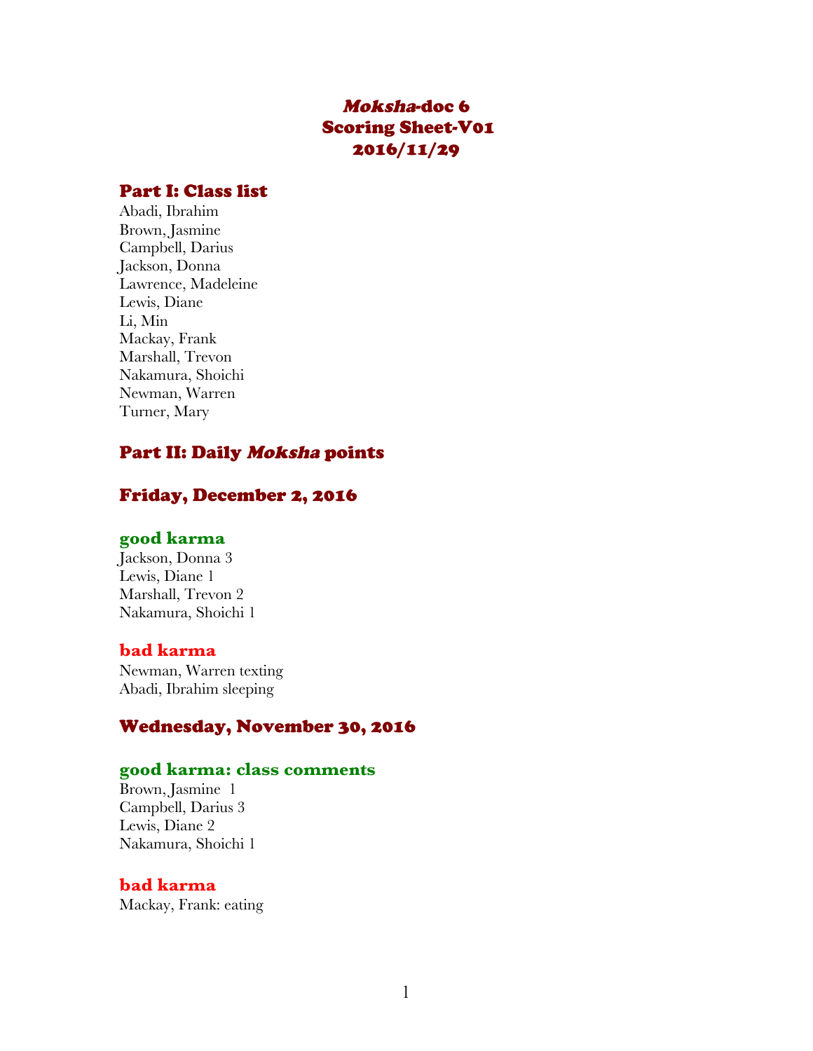# *Moksha*-doc 6
# Scoring Sheet-V01
# 2016/11/29

## Part I: Class list

Abadi, Ibrahim
Brown, Jasmine
Campbell, Darius
Jackson, Donna
Lawrence, Madeleine
Lewis, Diane
Li, Min
Mackay, Frank
Marshall, Trevon
Nakamura, Shoichi
Newman, Warren
Turner, Mary

## Part II: Daily *Moksha* points

## Friday, December 2, 2016

### good karma

Jackson, Donna 3
Lewis, Diane 1
Marshall, Trevon 2
Nakamura, Shoichi 1

### bad karma

Newman, Warren texting
Abadi, Ibrahim sleeping

## Wednesday, November 30, 2016

### good karma: class comments

Brown, Jasmine 1
Campbell, Darius 3
Lewis, Diane 2
Nakamura, Shoichi 1

### bad karma

Mackay, Frank: eating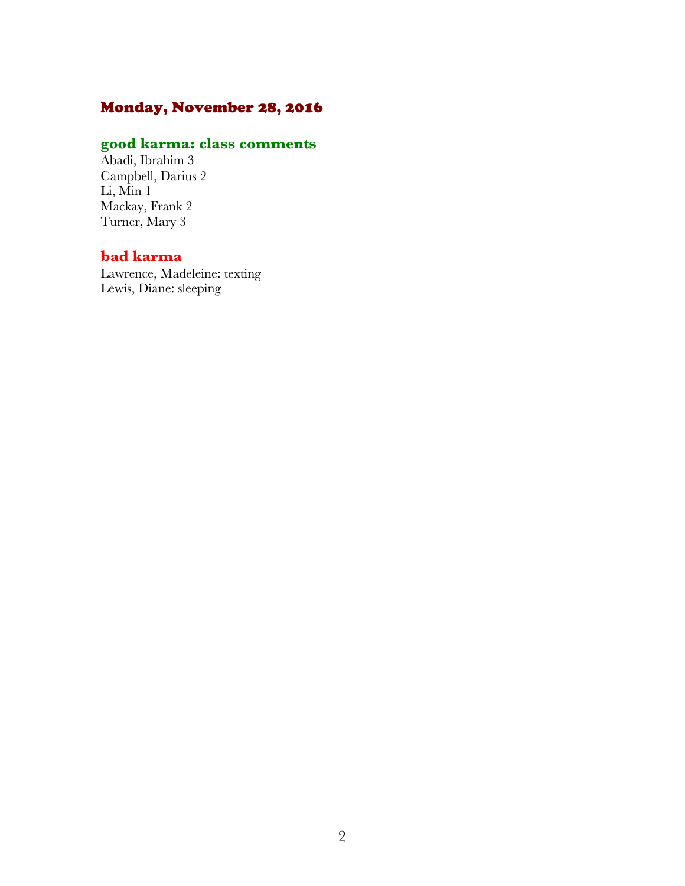# Monday, November 28, 2016

## good karma: class comments

Abadi, Ibrahim 3
Campbell, Darius 2
Li, Min 1
Mackay, Frank 2
Turner, Mary 3

## bad karma

Lawrence, Madeleine: texting
Lewis, Diane: sleeping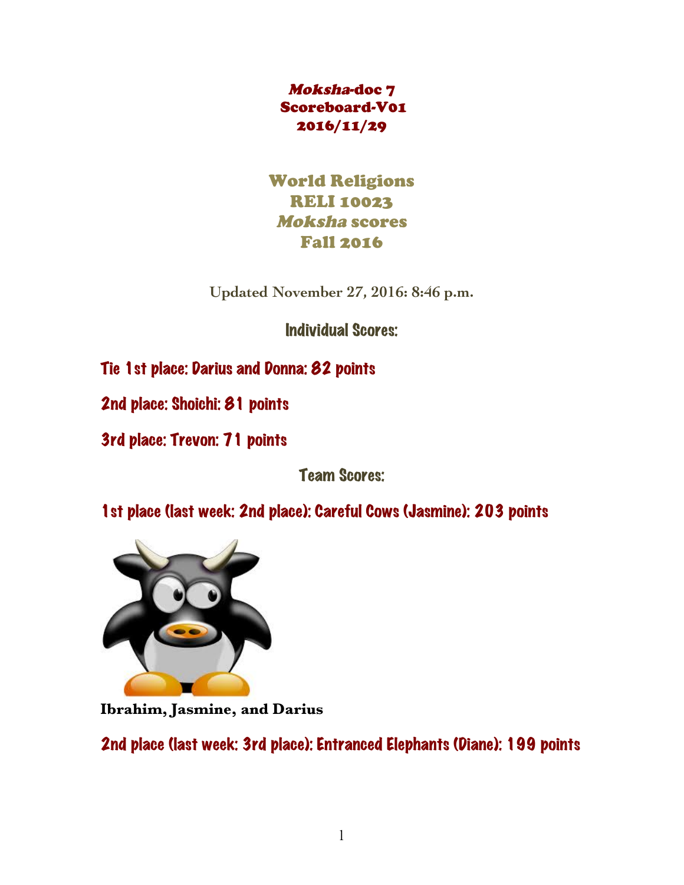***Moksha*-doc 7**
**Scoreboard-V01**
**2016/11/29**

# World Religions
# RELI 10023
# *Moksha* scores
# Fall 2016

Updated November 27, 2016: 8:46 p.m.

## Individual Scores:

Tie 1st place: Darius and Donna: 82 points

2nd place: Shoichi: 81 points

3rd place: Trevon: 71 points

## Team Scores:

1st place (last week: 2nd place): Careful Cows (Jasmine): 203 points

**Ibrahim, Jasmine, and Darius**

2nd place (last week: 3rd place): Entranced Elephants (Diane): 199 points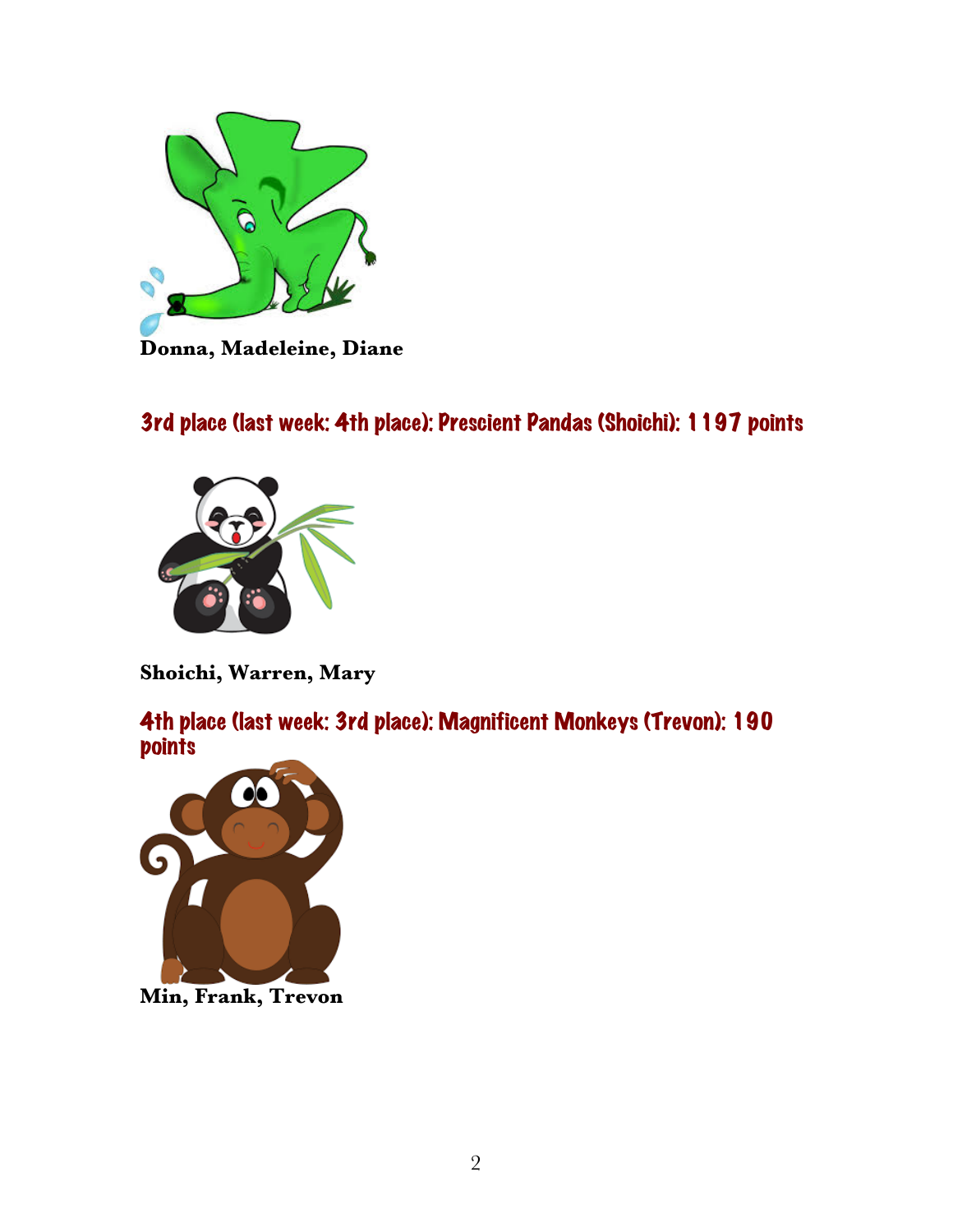**Donna, Madeleine, Diane**

## 3rd place (last week: 4th place): Prescient Pandas (Shoichi): 1197 points

**Shoichi, Warren, Mary**

## 4th place (last week: 3rd place): Magnificent Monkeys (Trevon): 190 points

**Min, Frank, Trevon**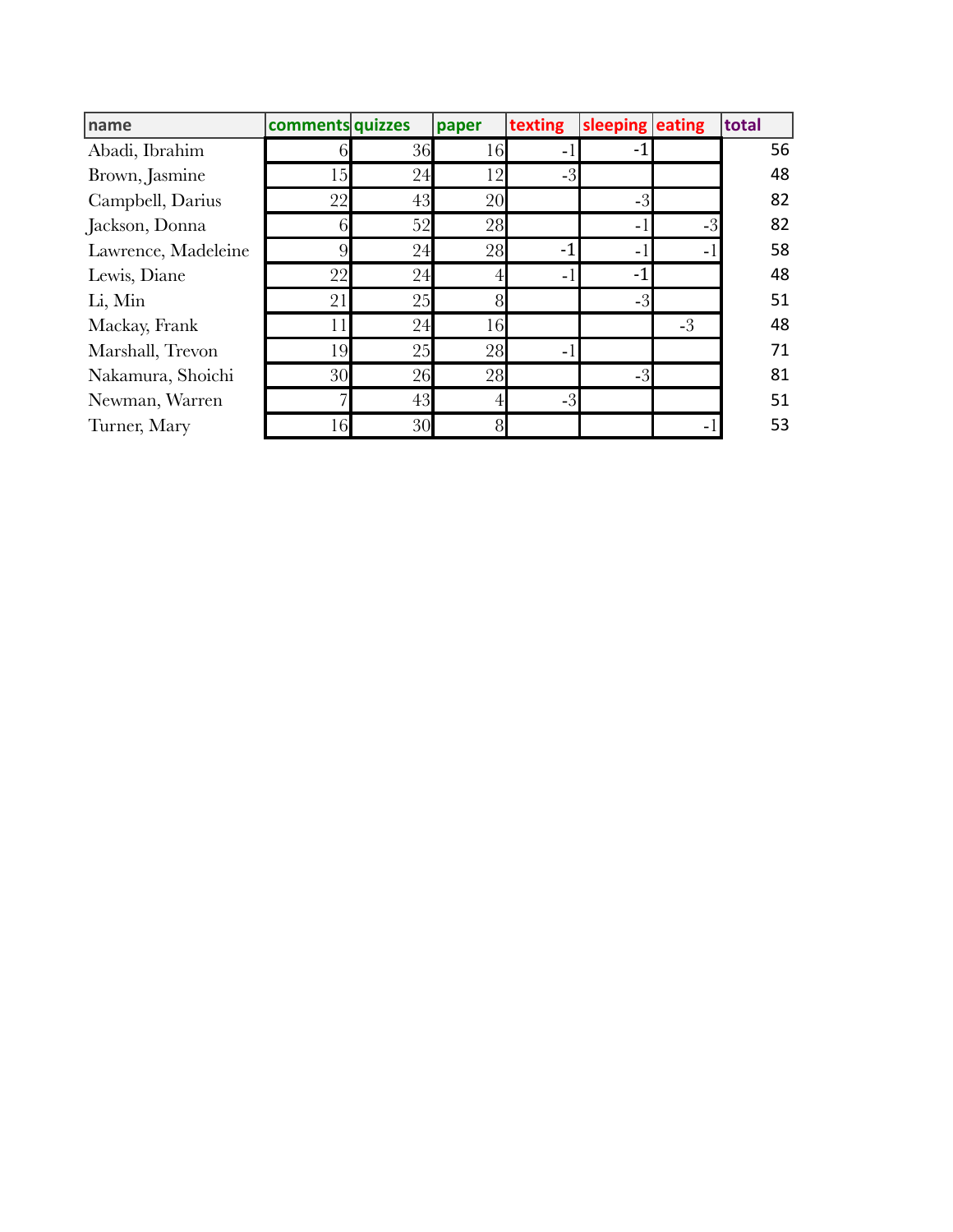| name | comments | quizzes | paper | texting | sleeping | eating | total |
|---|---|---|---|---|---|---|---|
| Abadi, Ibrahim | 6 | 36 | 16 | -1 | -1 | | 56 |
| Brown, Jasmine | 15 | 24 | 12 | -3 | | | 48 |
| Campbell, Darius | 22 | 43 | 20 | | -3 | | 82 |
| Jackson, Donna | 6 | 52 | 28 | | -1 | -3 | 82 |
| Lawrence, Madeleine | 9 | 24 | 28 | -1 | -1 | -1 | 58 |
| Lewis, Diane | 22 | 24 | 4 | -1 | -1 | | 48 |
| Li, Min | 21 | 25 | 8 | | -3 | | 51 |
| Mackay, Frank | 11 | 24 | 16 | | | -3 | 48 |
| Marshall, Trevon | 19 | 25 | 28 | -1 | | | 71 |
| Nakamura, Shoichi | 30 | 26 | 28 | | -3 | | 81 |
| Newman, Warren | 7 | 43 | 4 | -3 | | | 51 |
| Turner, Mary | 16 | 30 | 8 | | | -1 | 53 |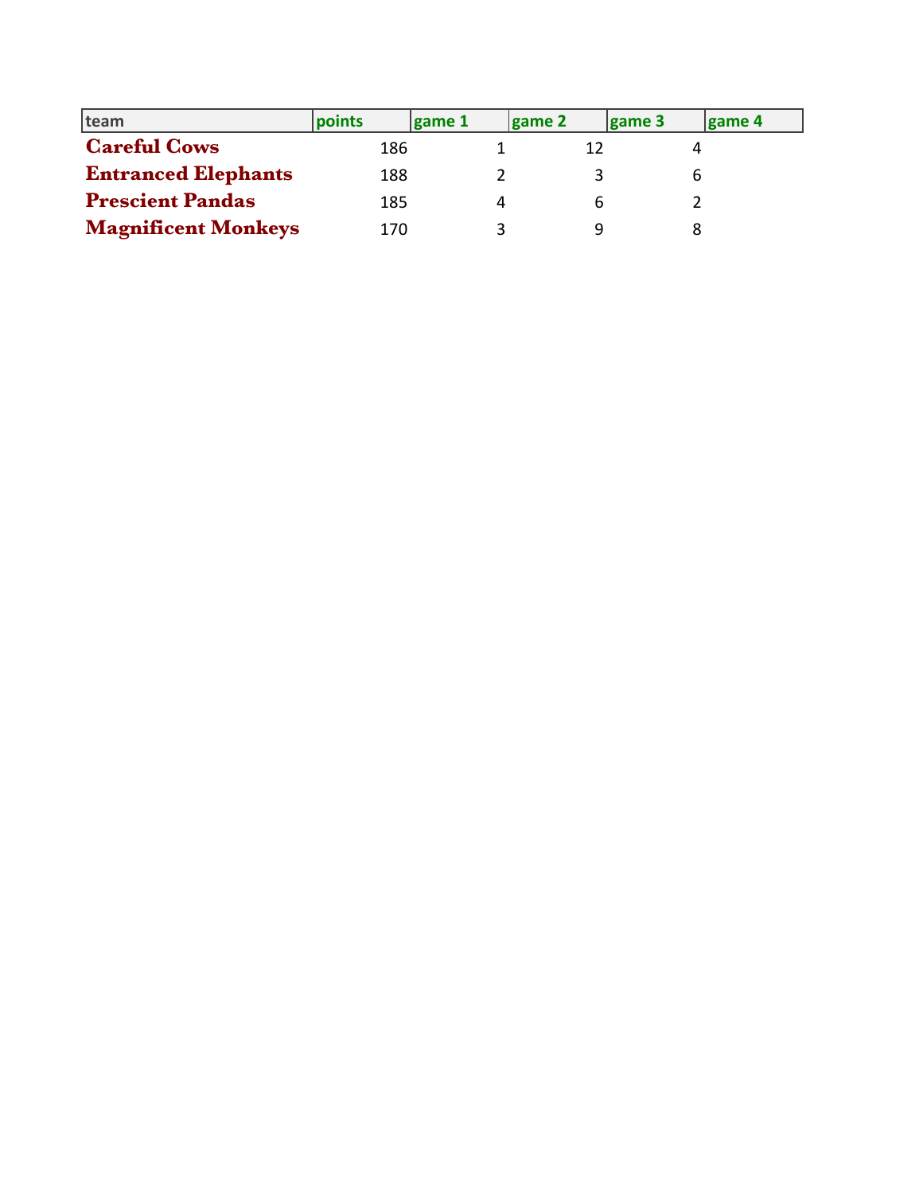| team | points | game 1 | game 2 | game 3 | game 4 |
|---|---|---|---|---|---|
| **Careful Cows** | 186 | 1 | 12 | 4 | |
| **Entranced Elephants** | 188 | 2 | 3 | 6 | |
| **Prescient Pandas** | 185 | 4 | 6 | 2 | |
| **Magnificent Monkeys** | 170 | 3 | 9 | 8 | |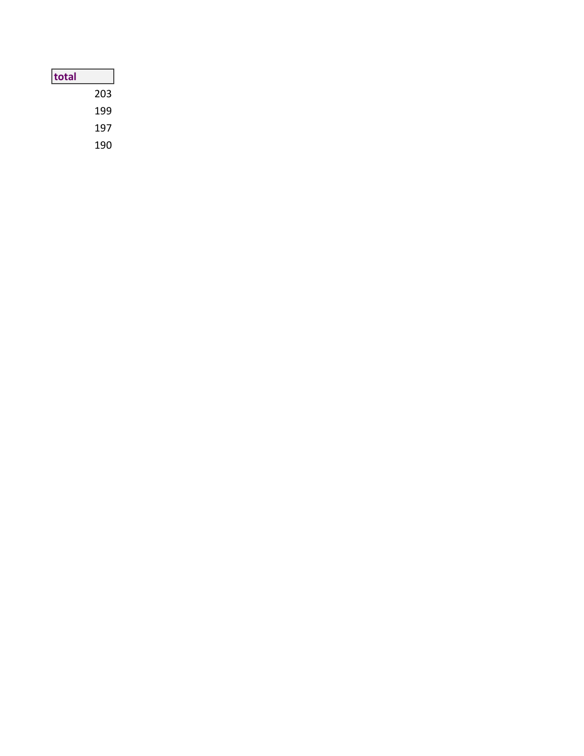| total |
| --- |
| 203 |
| 199 |
| 197 |
| 190 |